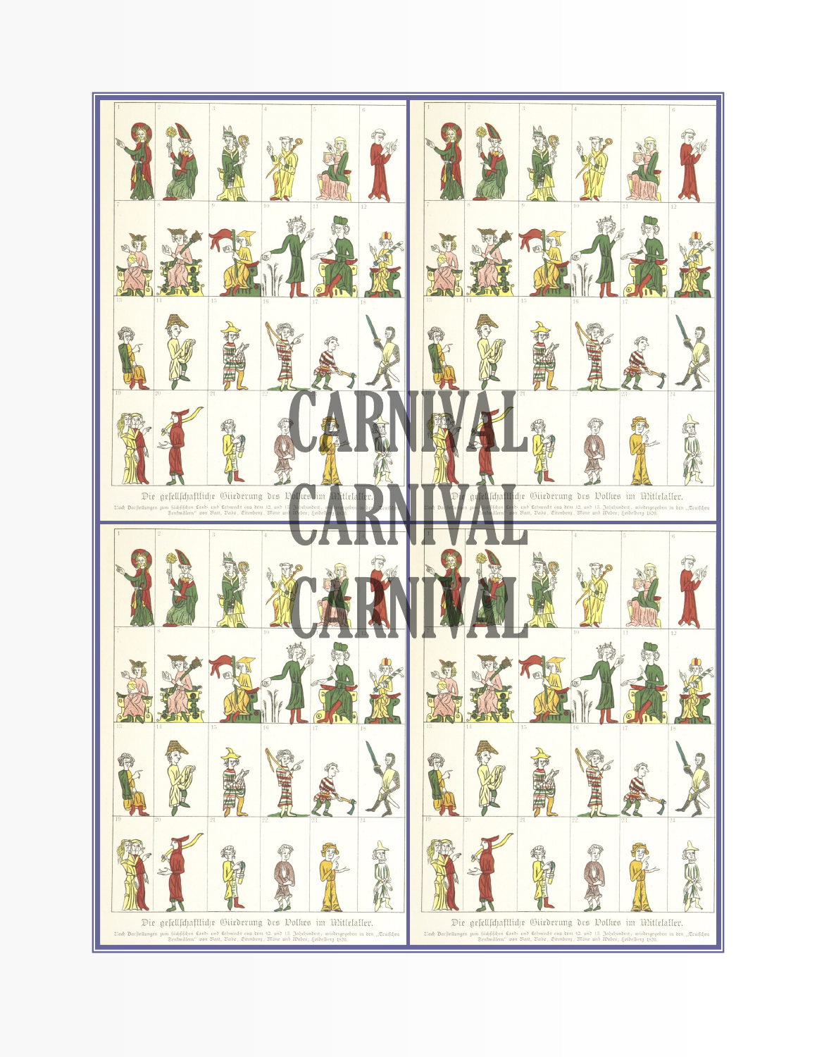CARNIVAL
CARNIVAL
CARNIVAL

Die gesellschaftliche Gliederung des Volkes im Mittelalter.

Nach Darstellungen zum sächsischen Land- und Lehnrecht aus dem 12. und 13. Jahrhundert, wiedergegeben in den „Teutschen Denkmälern" von Batt, Babo, Eitenbenz, Mone und Weber; Heidelberg 1820.

Die gesellschaftliche Gliederung des Volkes im Mittelalter.

Nach Darstellungen zum sächsischen Land- und Lehnrecht aus dem 12. und 13. Jahrhundert, wiedergegeben in den „Teutschen Denkmälern" von Batt, Babo, Eitenbenz, Mone und Weber; Heidelberg 1820.

Die gesellschaftliche Gliederung des Volkes im Mittelalter.

Nach Darstellungen zum sächsischen Land- und Lehnrecht aus dem 12. und 13. Jahrhundert, wiedergegeben in den „Teutschen Denkmälern" von Batt, Babo, Eitenbenz, Mone und Weber; Heidelberg 1820.

Die gesellschaftliche Gliederung des Volkes im Mittelalter.

Nach Darstellungen zum sächsischen Land- und Lehnrecht aus dem 12. und 13. Jahrhundert, wiedergegeben in den „Teutschen Denkmälern" von Batt, Babo, Eitenbenz, Mone und Weber; Heidelberg 1820.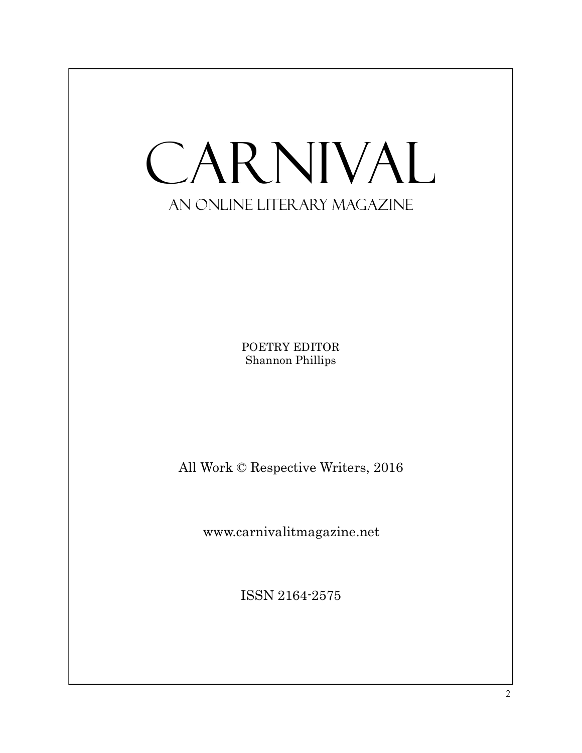# CARNIVAL

## AN ONLINE LITERARY MAGAZINE

POETRY EDITOR
Shannon Phillips

All Work © Respective Writers, 2016

www.carnivalitmagazine.net

ISSN 2164-2575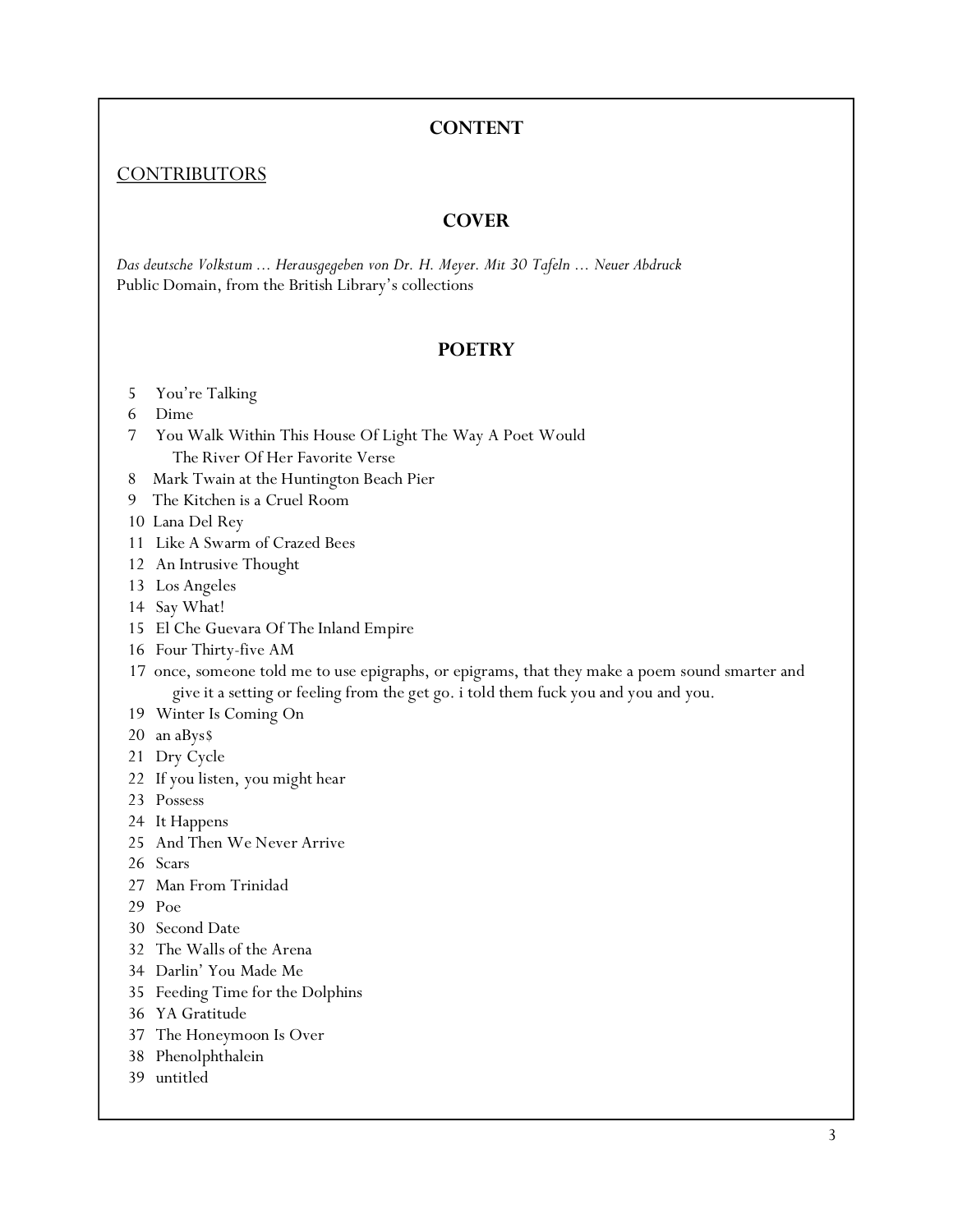## CONTENT

CONTRIBUTORS

### COVER

*Das deutsche Volkstum ... Herausgegeben von Dr. H. Meyer. Mit 30 Tafeln ... Neuer Abdruck*
Public Domain, from the British Library's collections

### POETRY

5 You're Talking
6 Dime
7 You Walk Within This House Of Light The Way A Poet Would The River Of Her Favorite Verse
8 Mark Twain at the Huntington Beach Pier
9 The Kitchen is a Cruel Room
10 Lana Del Rey
11 Like A Swarm of Crazed Bees
12 An Intrusive Thought
13 Los Angeles
14 Say What!
15 El Che Guevara Of The Inland Empire
16 Four Thirty-five AM
17 once, someone told me to use epigraphs, or epigrams, that they make a poem sound smarter and give it a setting or feeling from the get go. i told them fuck you and you and you.
19 Winter Is Coming On
20 an aBys$
21 Dry Cycle
22 If you listen, you might hear
23 Possess
24 It Happens
25 And Then We Never Arrive
26 Scars
27 Man From Trinidad
29 Poe
30 Second Date
32 The Walls of the Arena
34 Darlin' You Made Me
35 Feeding Time for the Dolphins
36 YA Gratitude
37 The Honeymoon Is Over
38 Phenolphthalein
39 untitled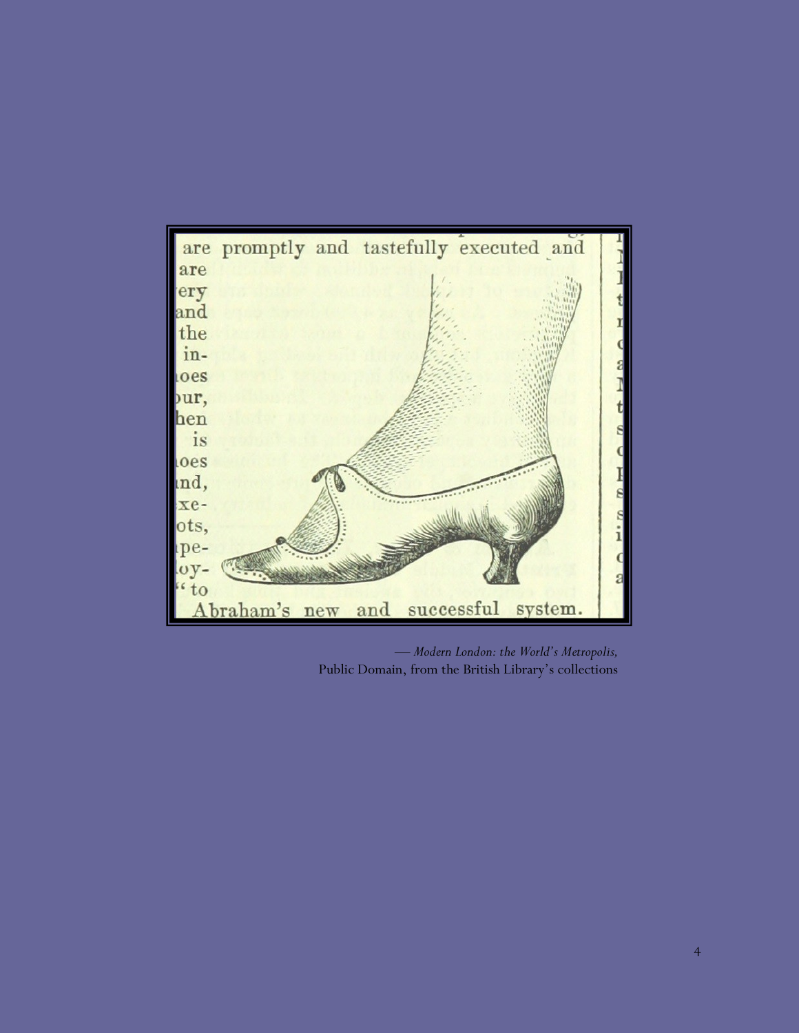— *Modern London: the World's Metropolis,*
Public Domain, from the British Library's collections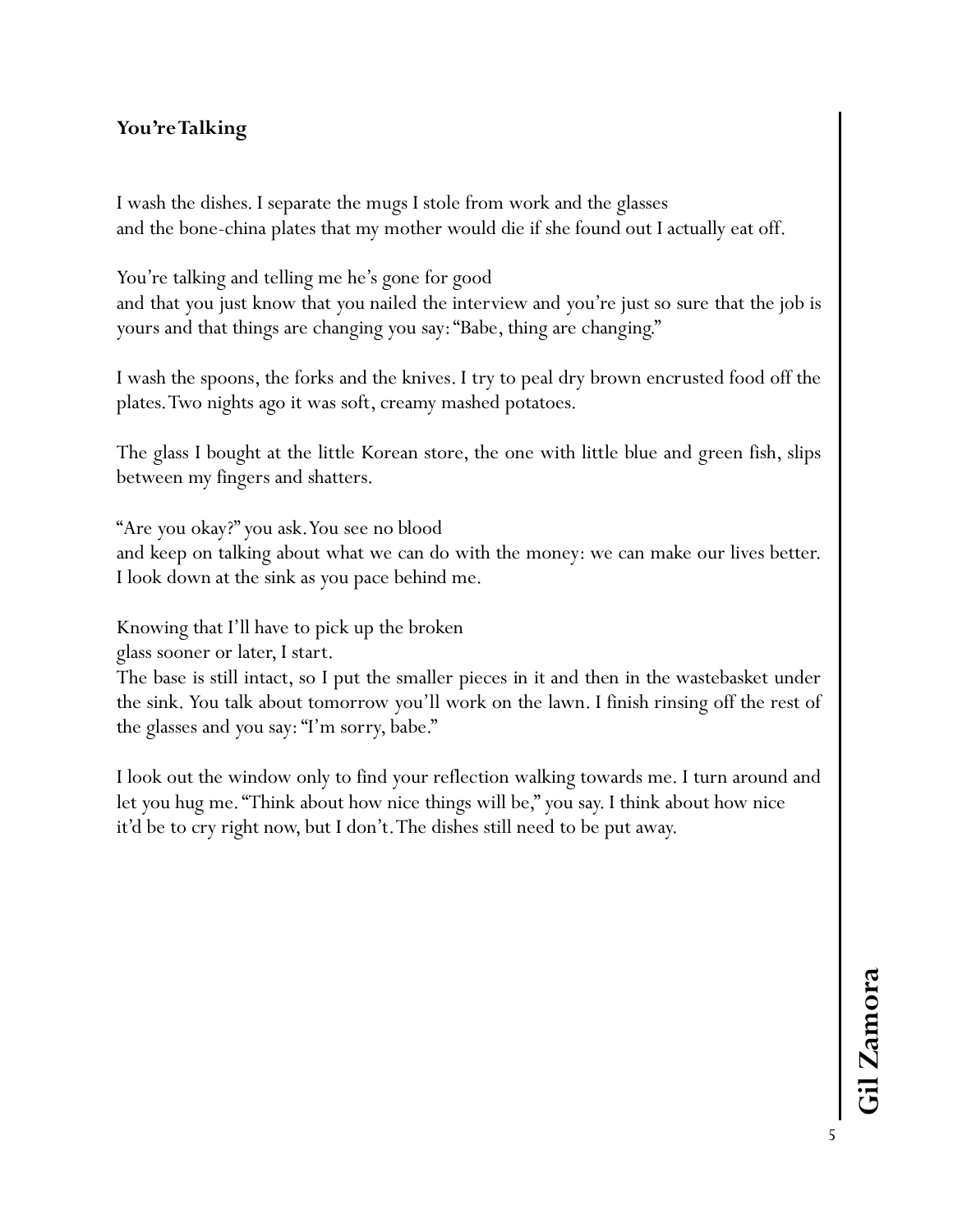**You're Talking**

I wash the dishes. I separate the mugs I stole from work and the glasses
and the bone-china plates that my mother would die if she found out I actually eat off.

You're talking and telling me he's gone for good
and that you just know that you nailed the interview and you're just so sure that the job is yours and that things are changing you say: "Babe, thing are changing."

I wash the spoons, the forks and the knives. I try to peal dry brown encrusted food off the plates. Two nights ago it was soft, creamy mashed potatoes.

The glass I bought at the little Korean store, the one with little blue and green fish, slips between my fingers and shatters.

"Are you okay?" you ask. You see no blood
and keep on talking about what we can do with the money: we can make our lives better.
I look down at the sink as you pace behind me.

Knowing that I'll have to pick up the broken
glass sooner or later, I start.
The base is still intact, so I put the smaller pieces in it and then in the wastebasket under the sink. You talk about tomorrow you'll work on the lawn. I finish rinsing off the rest of the glasses and you say: "I'm sorry, babe."

I look out the window only to find your reflection walking towards me. I turn around and let you hug me. "Think about how nice things will be," you say. I think about how nice it'd be to cry right now, but I don't. The dishes still need to be put away.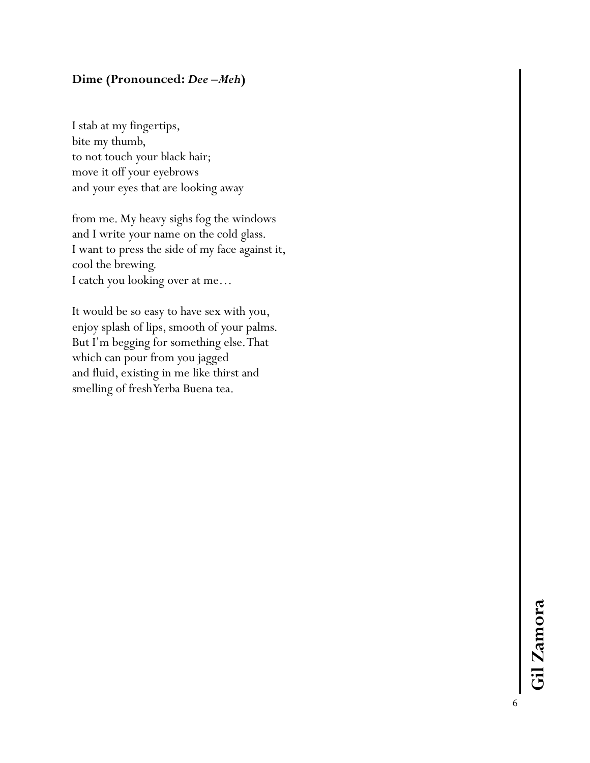**Dime (Pronounced:** ***Dee –Meh*****)**

I stab at my fingertips,  
bite my thumb,  
to not touch your black hair;  
move it off your eyebrows  
and your eyes that are looking away

from me. My heavy sighs fog the windows  
and I write your name on the cold glass.  
I want to press the side of my face against it,  
cool the brewing.  
I catch you looking over at me…

It would be so easy to have sex with you,  
enjoy splash of lips, smooth of your palms.  
But I'm begging for something else. That  
which can pour from you jagged  
and fluid, existing in me like thirst and  
smelling of fresh Yerba Buena tea.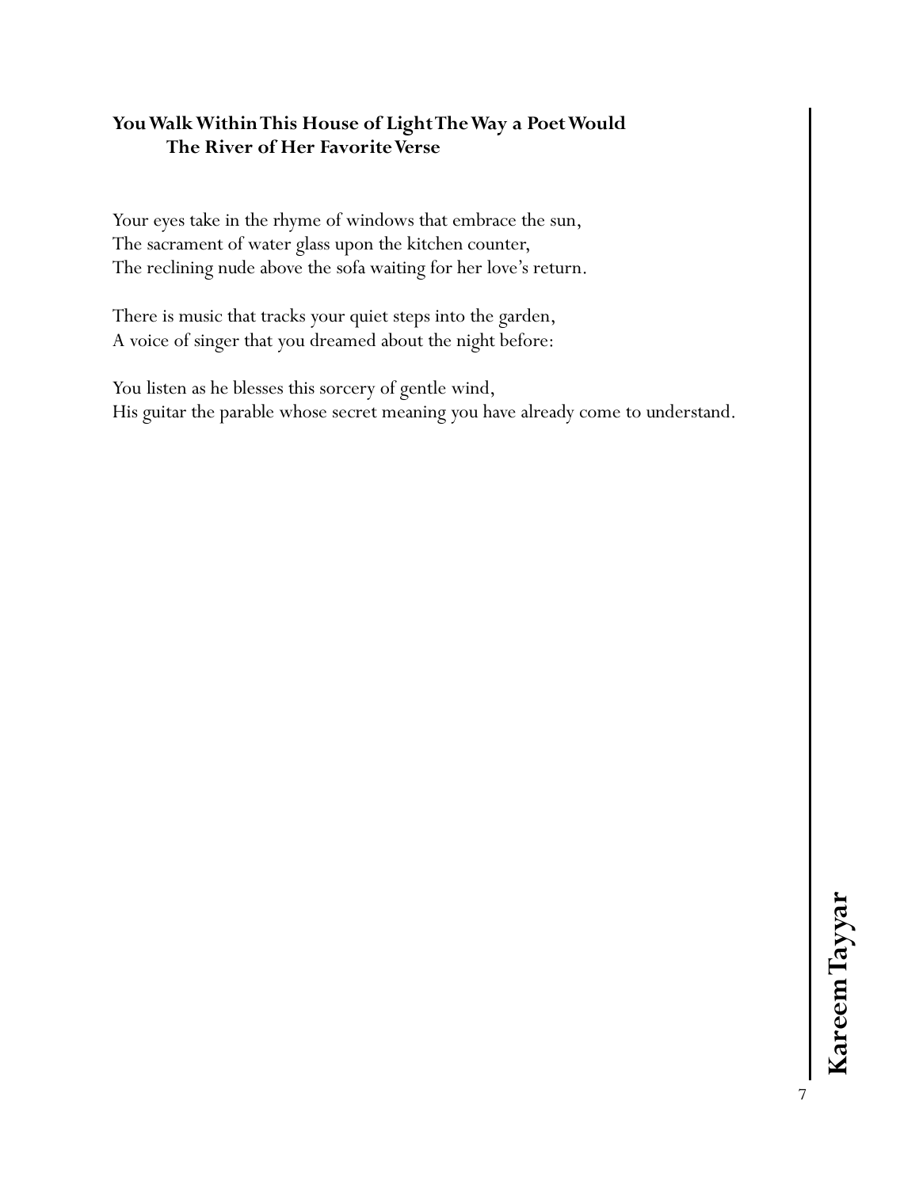### You Walk Within This House of Light The Way a Poet Would The River of Her Favorite Verse

Your eyes take in the rhyme of windows that embrace the sun,
The sacrament of water glass upon the kitchen counter,
The reclining nude above the sofa waiting for her love's return.

There is music that tracks your quiet steps into the garden,
A voice of singer that you dreamed about the night before:

You listen as he blesses this sorcery of gentle wind,
His guitar the parable whose secret meaning you have already come to understand.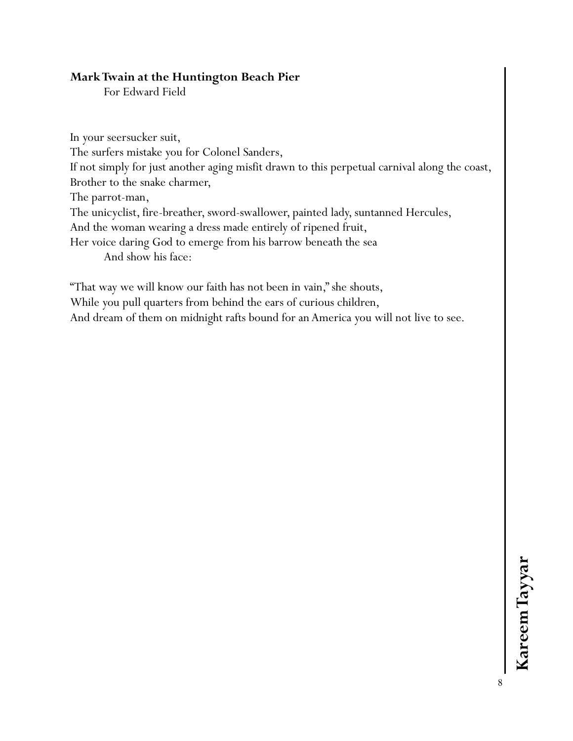**Mark Twain at the Huntington Beach Pier**

For Edward Field

In your seersucker suit,  
The surfers mistake you for Colonel Sanders,  
If not simply for just another aging misfit drawn to this perpetual carnival along the coast,  
Brother to the snake charmer,  
The parrot-man,  
The unicyclist, fire-breather, sword-swallower, painted lady, suntanned Hercules,  
And the woman wearing a dress made entirely of ripened fruit,  
Her voice daring God to emerge from his barrow beneath the sea  
        And show his face:

"That way we will know our faith has not been in vain," she shouts,  
While you pull quarters from behind the ears of curious children,  
And dream of them on midnight rafts bound for an America you will not live to see.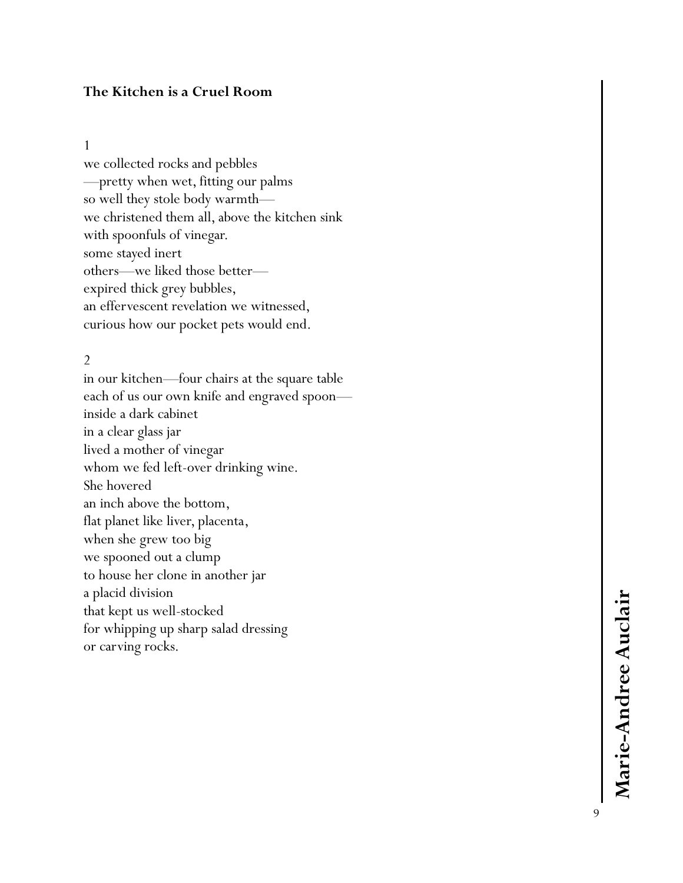**The Kitchen is a Cruel Room**

1

we collected rocks and pebbles  
—pretty when wet, fitting our palms  
so well they stole body warmth—  
we christened them all, above the kitchen sink  
with spoonfuls of vinegar.  
some stayed inert  
others—we liked those better—  
expired thick grey bubbles,  
an effervescent revelation we witnessed,  
curious how our pocket pets would end.

2

in our kitchen—four chairs at the square table  
each of us our own knife and engraved spoon—  
inside a dark cabinet  
in a clear glass jar  
lived a mother of vinegar  
whom we fed left-over drinking wine.  
She hovered  
an inch above the bottom,  
flat planet like liver, placenta,  
when she grew too big  
we spooned out a clump  
to house her clone in another jar  
a placid division  
that kept us well-stocked  
for whipping up sharp salad dressing  
or carving rocks.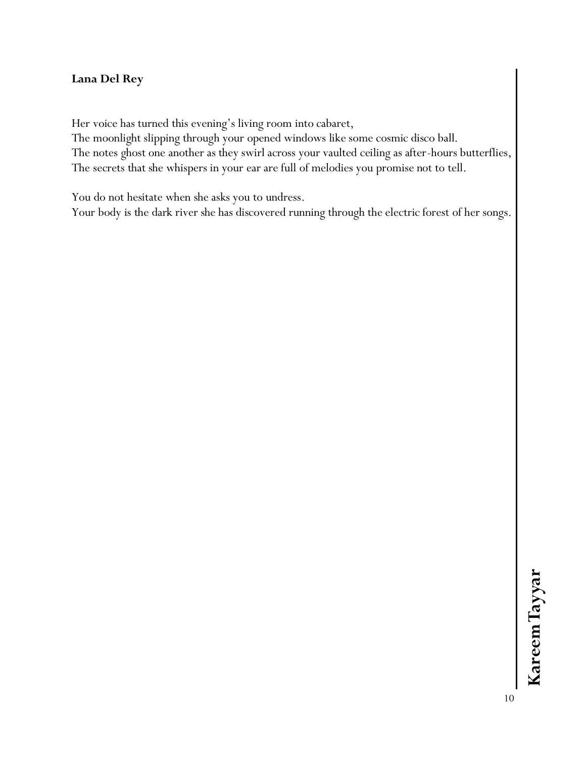**Lana Del Rey**

Her voice has turned this evening's living room into cabaret,
The moonlight slipping through your opened windows like some cosmic disco ball.
The notes ghost one another as they swirl across your vaulted ceiling as after-hours butterflies,
The secrets that she whispers in your ear are full of melodies you promise not to tell.

You do not hesitate when she asks you to undress.
Your body is the dark river she has discovered running through the electric forest of her songs.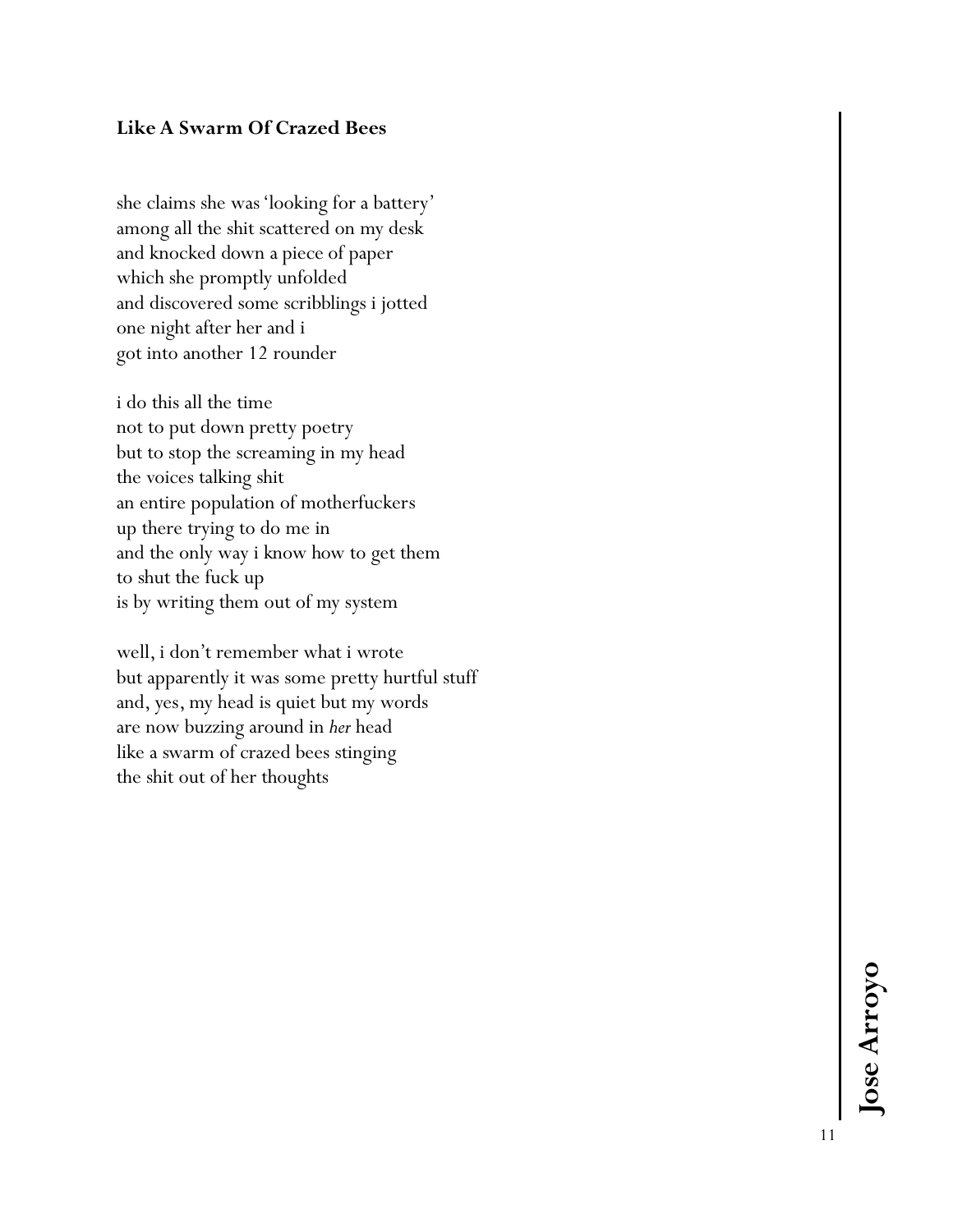### Like A Swarm Of Crazed Bees

she claims she was 'looking for a battery'
among all the shit scattered on my desk
and knocked down a piece of paper
which she promptly unfolded
and discovered some scribblings i jotted
one night after her and i
got into another 12 rounder

i do this all the time
not to put down pretty poetry
but to stop the screaming in my head
the voices talking shit
an entire population of motherfuckers
up there trying to do me in
and the only way i know how to get them
to shut the fuck up
is by writing them out of my system

well, i don't remember what i wrote
but apparently it was some pretty hurtful stuff
and, yes, my head is quiet but my words
are now buzzing around in *her* head
like a swarm of crazed bees stinging
the shit out of her thoughts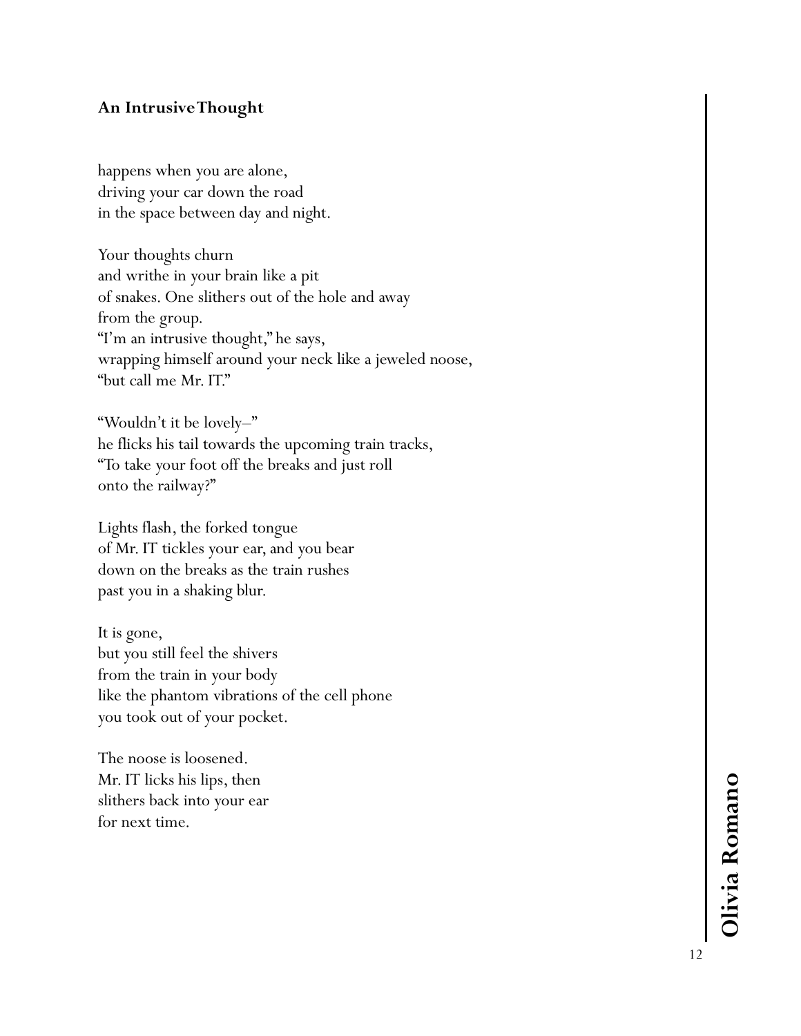### An Intrusive Thought

happens when you are alone,  
driving your car down the road  
in the space between day and night.

Your thoughts churn  
and writhe in your brain like a pit  
of snakes. One slithers out of the hole and away  
from the group.  
"I'm an intrusive thought," he says,  
wrapping himself around your neck like a jeweled noose,  
"but call me Mr. IT."

"Wouldn't it be lovely–"  
he flicks his tail towards the upcoming train tracks,  
"To take your foot off the breaks and just roll  
onto the railway?"

Lights flash, the forked tongue  
of Mr. IT tickles your ear, and you bear  
down on the breaks as the train rushes  
past you in a shaking blur.

It is gone,  
but you still feel the shivers  
from the train in your body  
like the phantom vibrations of the cell phone  
you took out of your pocket.

The noose is loosened.  
Mr. IT licks his lips, then  
slithers back into your ear  
for next time.

**Olivia Romano**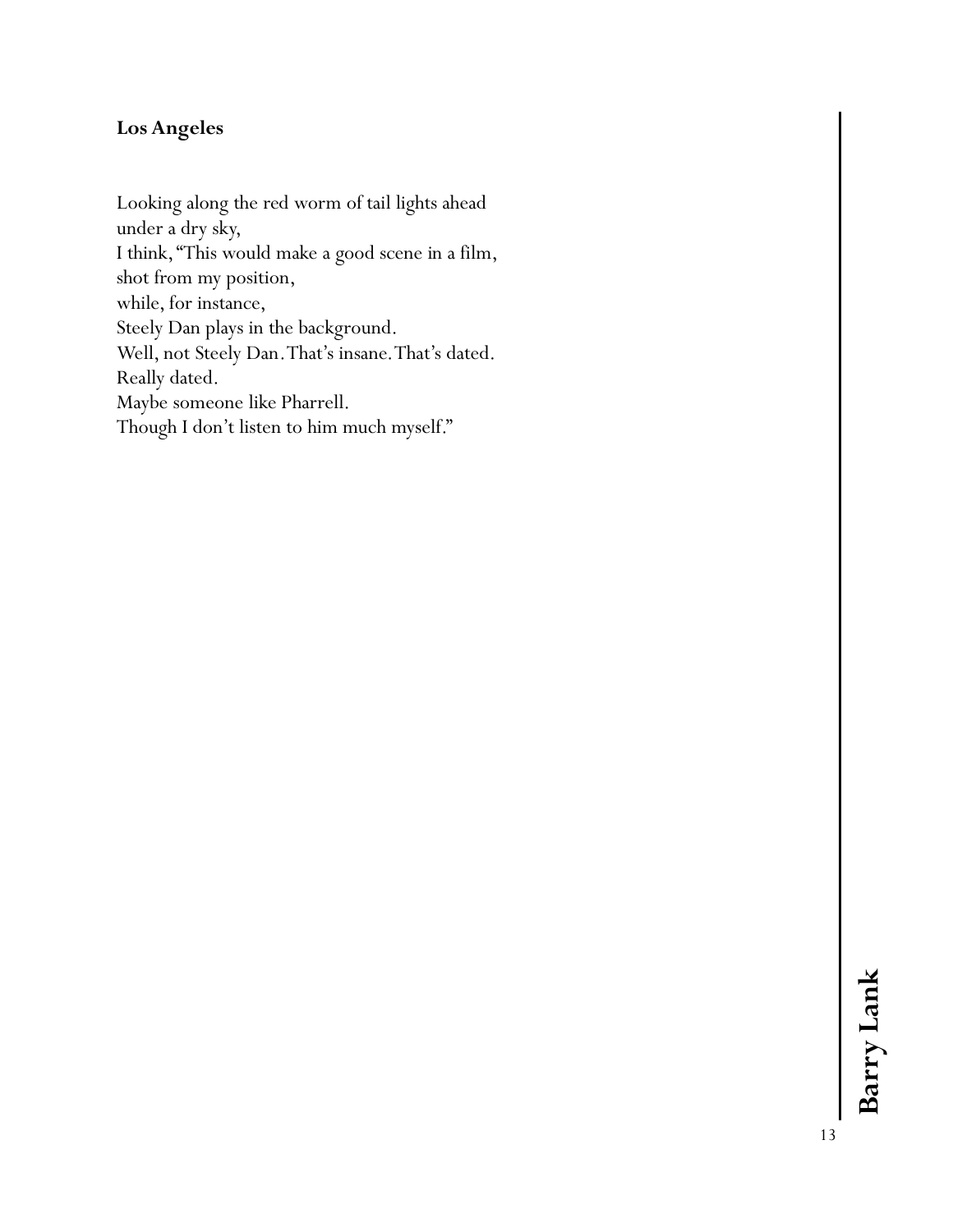## Los Angeles

Looking along the red worm of tail lights ahead  
under a dry sky,  
I think, "This would make a good scene in a film,  
shot from my position,  
while, for instance,  
Steely Dan plays in the background.  
Well, not Steely Dan. That's insane. That's dated.  
Really dated.  
Maybe someone like Pharrell.  
Though I don't listen to him much myself."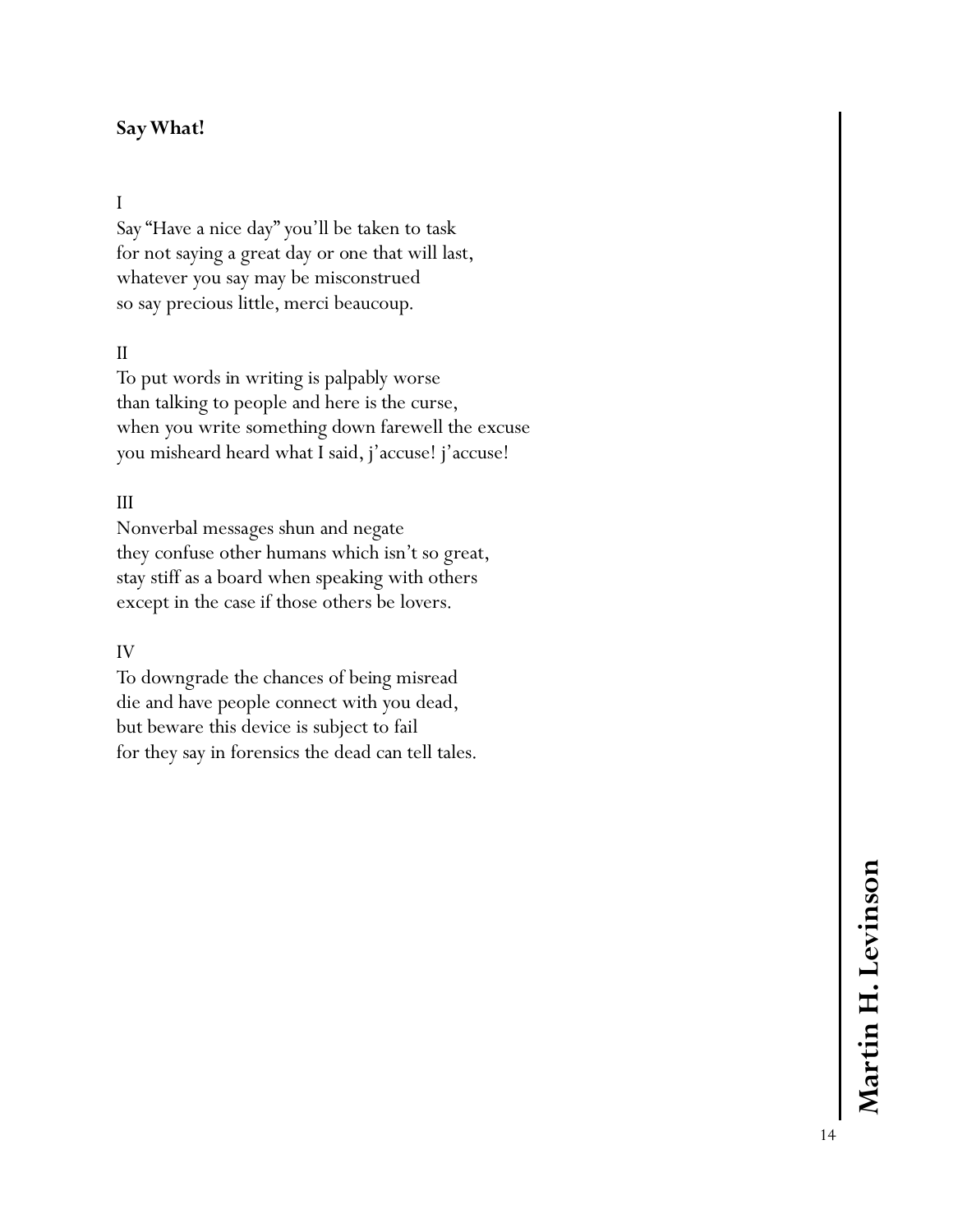**Say What!**

I

Say "Have a nice day" you'll be taken to task
for not saying a great day or one that will last,
whatever you say may be misconstrued
so say precious little, merci beaucoup.

II

To put words in writing is palpably worse
than talking to people and here is the curse,
when you write something down farewell the excuse
you misheard heard what I said, j'accuse! j'accuse!

III

Nonverbal messages shun and negate
they confuse other humans which isn't so great,
stay stiff as a board when speaking with others
except in the case if those others be lovers.

IV

To downgrade the chances of being misread
die and have people connect with you dead,
but beware this device is subject to fail
for they say in forensics the dead can tell tales.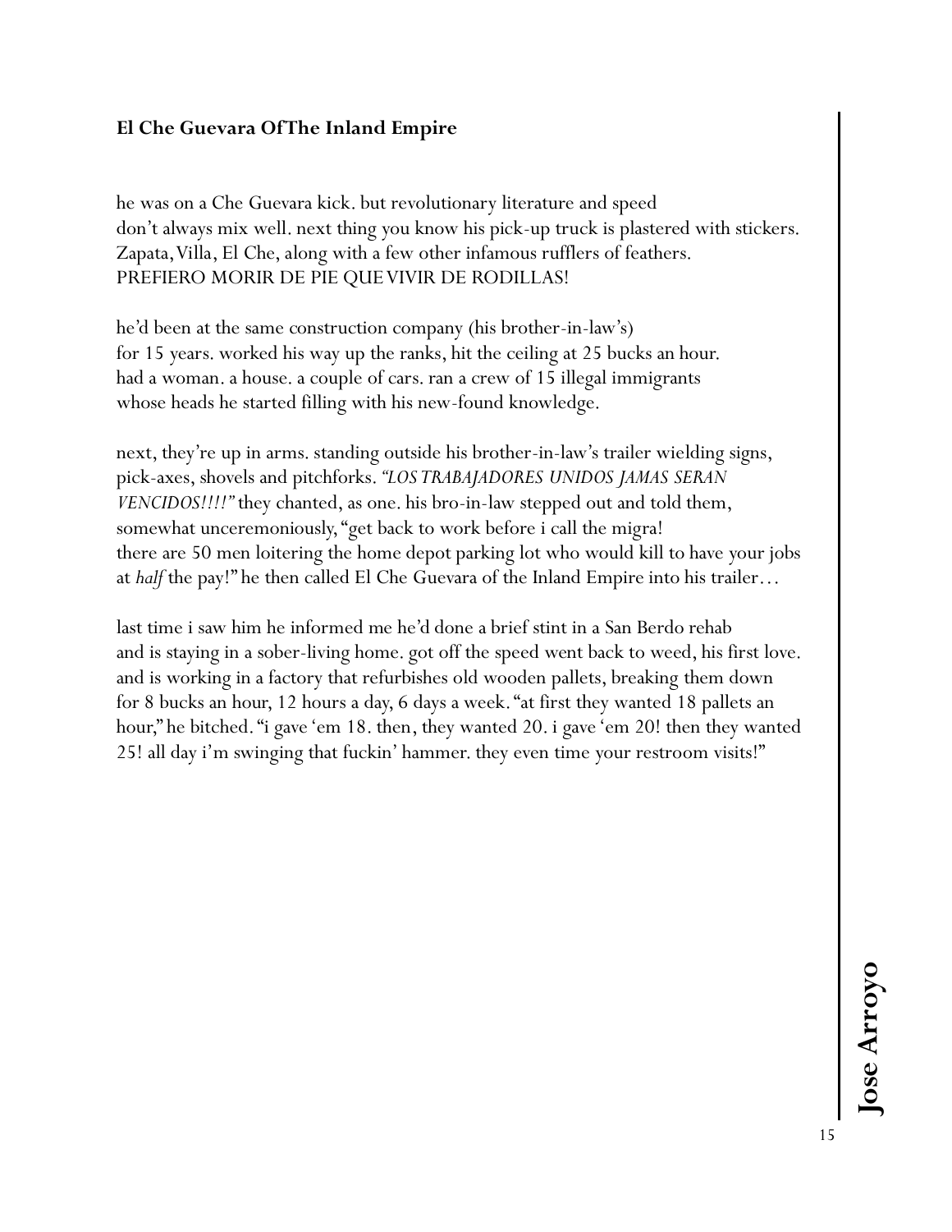**El Che Guevara Of The Inland Empire**

he was on a Che Guevara kick. but revolutionary literature and speed
don't always mix well. next thing you know his pick-up truck is plastered with stickers.
Zapata, Villa, El Che, along with a few other infamous rufflers of feathers.
PREFIERO MORIR DE PIE QUE VIVIR DE RODILLAS!

he'd been at the same construction company (his brother-in-law's)
for 15 years. worked his way up the ranks, hit the ceiling at 25 bucks an hour.
had a woman. a house. a couple of cars. ran a crew of 15 illegal immigrants
whose heads he started filling with his new-found knowledge.

next, they're up in arms. standing outside his brother-in-law's trailer wielding signs,
pick-axes, shovels and pitchforks. *"LOS TRABAJADORES UNIDOS JAMAS SERAN VENCIDOS!!!!"* they chanted, as one. his bro-in-law stepped out and told them,
somewhat unceremoniously, "get back to work before i call the migra!
there are 50 men loitering the home depot parking lot who would kill to have your jobs
at *half* the pay!" he then called El Che Guevara of the Inland Empire into his trailer…

last time i saw him he informed me he'd done a brief stint in a San Berdo rehab
and is staying in a sober-living home. got off the speed went back to weed, his first love.
and is working in a factory that refurbishes old wooden pallets, breaking them down
for 8 bucks an hour, 12 hours a day, 6 days a week. "at first they wanted 18 pallets an
hour," he bitched. "i gave 'em 18. then, they wanted 20. i gave 'em 20! then they wanted
25! all day i'm swinging that fuckin' hammer. they even time your restroom visits!"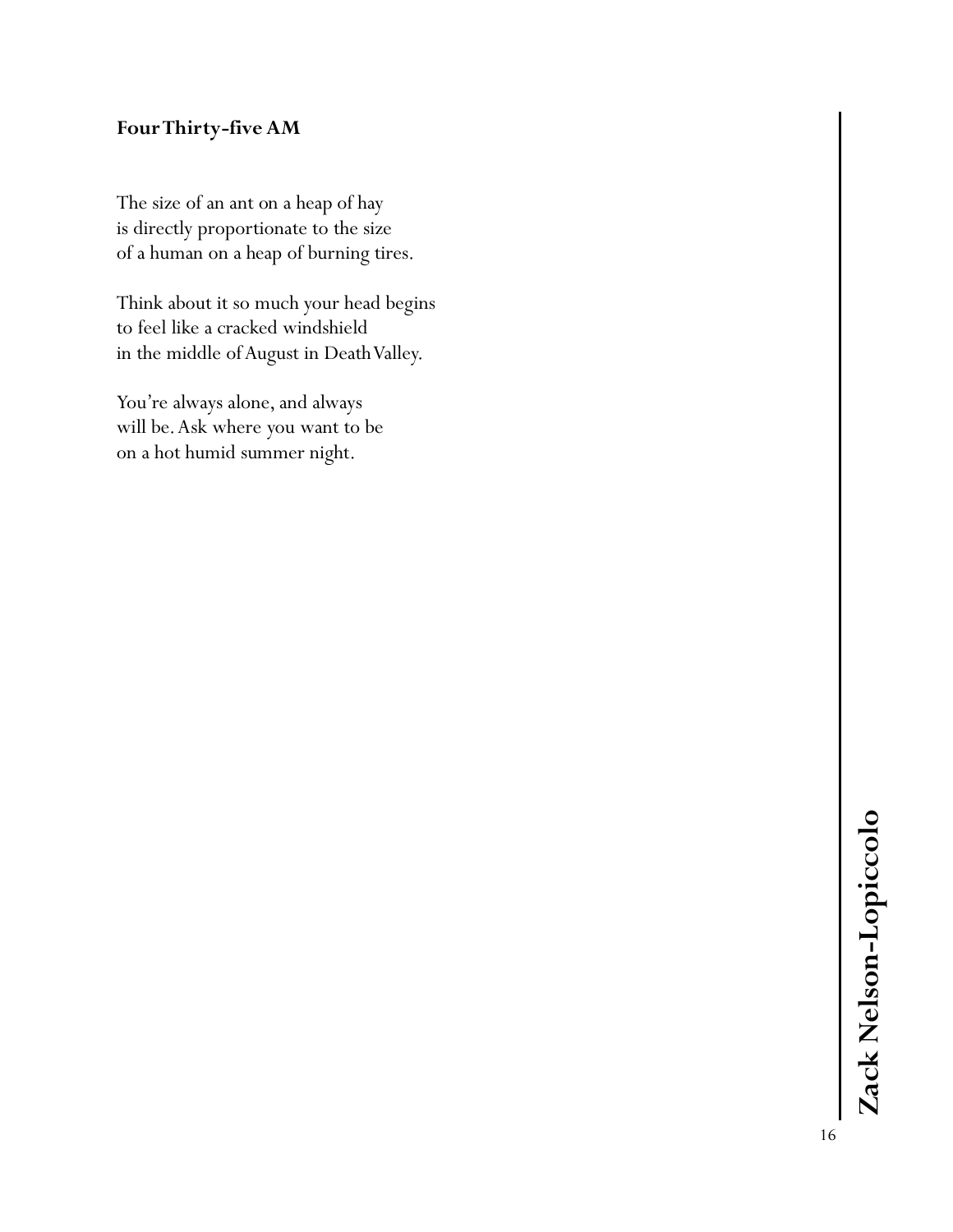### Four Thirty-five AM

The size of an ant on a heap of hay  
is directly proportionate to the size  
of a human on a heap of burning tires.

Think about it so much your head begins  
to feel like a cracked windshield  
in the middle of August in Death Valley.

You're always alone, and always  
will be. Ask where you want to be  
on a hot humid summer night.

**Zack Nelson-Lopiccolo**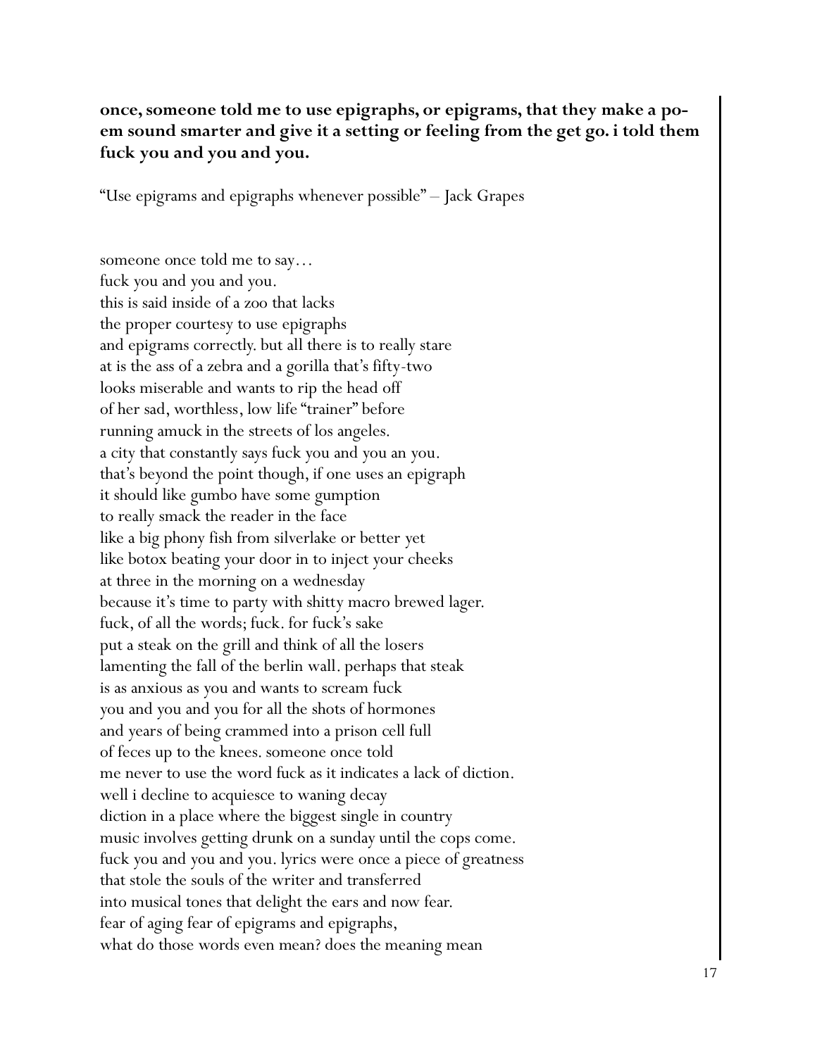**once, someone told me to use epigraphs, or epigrams, that they make a poem sound smarter and give it a setting or feeling from the get go. i told them fuck you and you and you.**

"Use epigrams and epigraphs whenever possible" – Jack Grapes

someone once told me to say…
fuck you and you and you.
this is said inside of a zoo that lacks
the proper courtesy to use epigraphs
and epigrams correctly. but all there is to really stare
at is the ass of a zebra and a gorilla that's fifty-two
looks miserable and wants to rip the head off
of her sad, worthless, low life "trainer" before
running amuck in the streets of los angeles.
a city that constantly says fuck you and you an you.
that's beyond the point though, if one uses an epigraph
it should like gumbo have some gumption
to really smack the reader in the face
like a big phony fish from silverlake or better yet
like botox beating your door in to inject your cheeks
at three in the morning on a wednesday
because it's time to party with shitty macro brewed lager.
fuck, of all the words; fuck. for fuck's sake
put a steak on the grill and think of all the losers
lamenting the fall of the berlin wall. perhaps that steak
is as anxious as you and wants to scream fuck
you and you and you for all the shots of hormones
and years of being crammed into a prison cell full
of feces up to the knees. someone once told
me never to use the word fuck as it indicates a lack of diction.
well i decline to acquiesce to waning decay
diction in a place where the biggest single in country
music involves getting drunk on a sunday until the cops come.
fuck you and you and you. lyrics were once a piece of greatness
that stole the souls of the writer and transferred
into musical tones that delight the ears and now fear.
fear of aging fear of epigrams and epigraphs,
what do those words even mean? does the meaning mean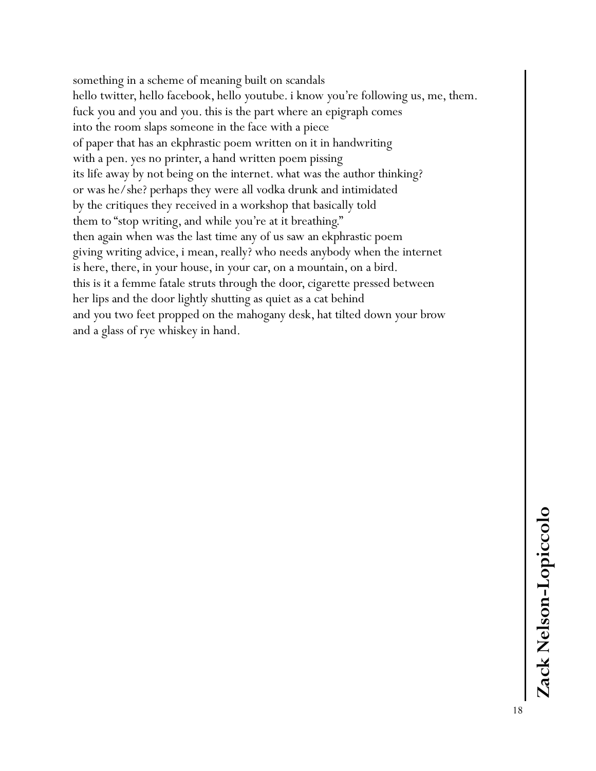something in a scheme of meaning built on scandals  
hello twitter, hello facebook, hello youtube. i know you're following us, me, them.  
fuck you and you and you. this is the part where an epigraph comes  
into the room slaps someone in the face with a piece  
of paper that has an ekphrastic poem written on it in handwriting  
with a pen. yes no printer, a hand written poem pissing  
its life away by not being on the internet. what was the author thinking?  
or was he/she? perhaps they were all vodka drunk and intimidated  
by the critiques they received in a workshop that basically told  
them to "stop writing, and while you're at it breathing."  
then again when was the last time any of us saw an ekphrastic poem  
giving writing advice, i mean, really? who needs anybody when the internet  
is here, there, in your house, in your car, on a mountain, on a bird.  
this is it a femme fatale struts through the door, cigarette pressed between  
her lips and the door lightly shutting as quiet as a cat behind  
and you two feet propped on the mahogany desk, hat tilted down your brow  
and a glass of rye whiskey in hand.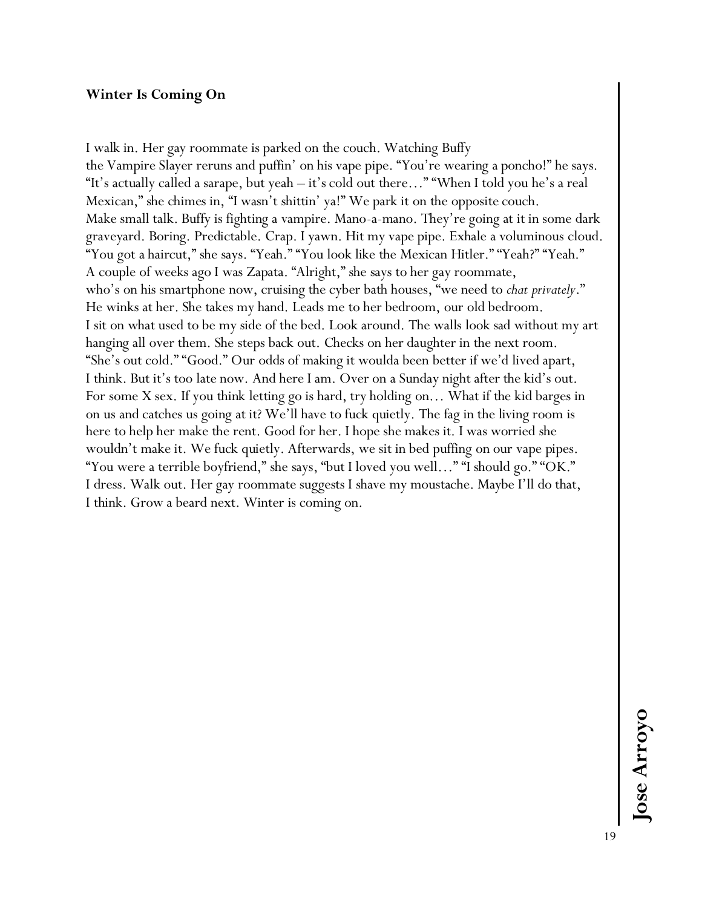**Winter Is Coming On**

I walk in. Her gay roommate is parked on the couch. Watching Buffy the Vampire Slayer reruns and puffin' on his vape pipe. "You're wearing a poncho!" he says. "It's actually called a sarape, but yeah – it's cold out there…" "When I told you he's a real Mexican," she chimes in, "I wasn't shittin' ya!" We park it on the opposite couch. Make small talk. Buffy is fighting a vampire. Mano-a-mano. They're going at it in some dark graveyard. Boring. Predictable. Crap. I yawn. Hit my vape pipe. Exhale a voluminous cloud. "You got a haircut," she says. "Yeah." "You look like the Mexican Hitler." "Yeah?" "Yeah." A couple of weeks ago I was Zapata. "Alright," she says to her gay roommate, who's on his smartphone now, cruising the cyber bath houses, "we need to *chat privately*." He winks at her. She takes my hand. Leads me to her bedroom, our old bedroom. I sit on what used to be my side of the bed. Look around. The walls look sad without my art hanging all over them. She steps back out. Checks on her daughter in the next room. "She's out cold." "Good." Our odds of making it woulda been better if we'd lived apart, I think. But it's too late now. And here I am. Over on a Sunday night after the kid's out. For some X sex. If you think letting go is hard, try holding on… What if the kid barges in on us and catches us going at it? We'll have to fuck quietly. The fag in the living room is here to help her make the rent. Good for her. I hope she makes it. I was worried she wouldn't make it. We fuck quietly. Afterwards, we sit in bed puffing on our vape pipes. "You were a terrible boyfriend," she says, "but I loved you well…" "I should go." "OK." I dress. Walk out. Her gay roommate suggests I shave my moustache. Maybe I'll do that, I think. Grow a beard next. Winter is coming on.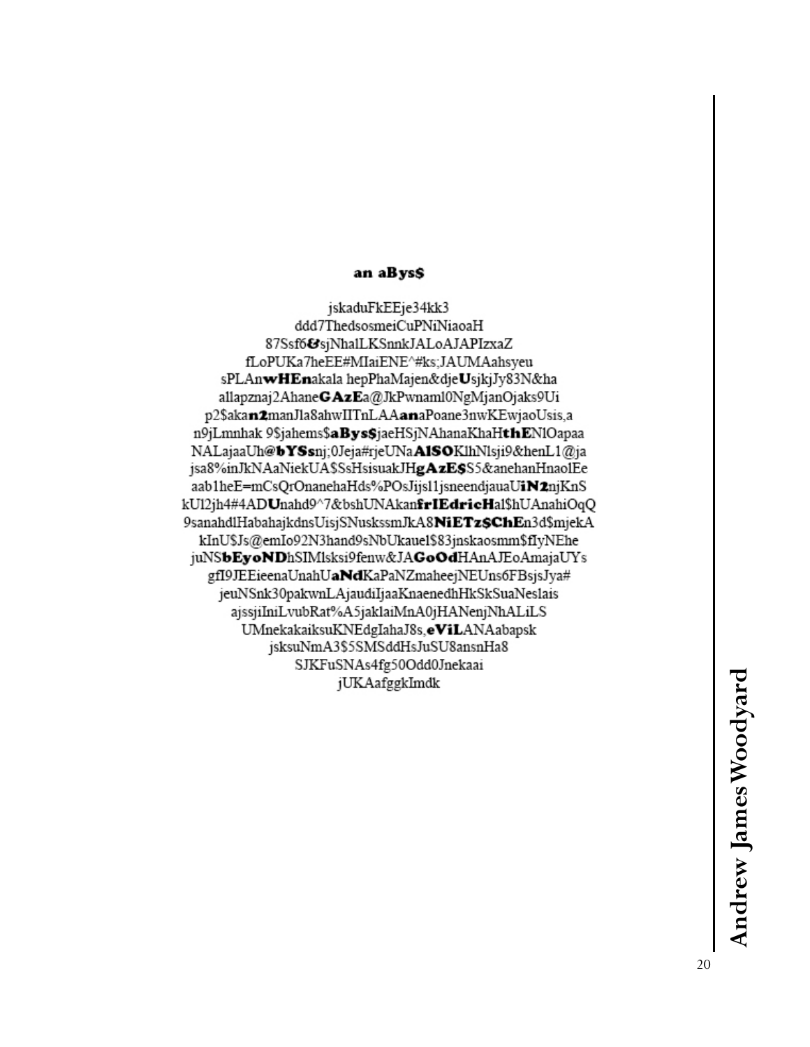**an aBys$**

jskaduFkEEje34kk3
ddd7ThedsosmeiCuPNiNiaoaH
87Ssf6**&**sjNhalLKSnnkJALoAJAPIzxaZ
fLoPUKa7heEE#MIaiENE^#ks;JAUMAahsyeu
sPLAn**wHEn**akala hepPhaMajen&dje**U**sjkjJy83N&ha
allapznaj2Ahane**GAzE**a@JkPwnaml0NgMjanOjaks9Ui
p2$aka**n2**manJla8ahwIITnLAA**an**aPoane3nwKEwjaoUsis,a
n9jLmnhak 9$jahems$**aBys$**jaeHSjNAhanaKhaH**thE**NlOapaa
NALajaaUh@**bYSs**nj;0Jeja#rjeUNa**AlSO**KlhNlsji9&henL1@ja
jsa8%inJkNAaNiekUA$SsHsisuakJH**gAzE$**S5&anehanHnaolEe
aab1heE=mCsQrOnanehaHds%POsJijsl1jsneendjauaU**iN2**njKnS
kUl2jh4#4AD**U**nahd9^7&bshUNAkan**frIEdricH**al$hUAnahiOqQ
9sanahdlHabahajkdnsUisjSNuskssmJkA8**NiETz$ChE**n3d$mjekA
kInU$Js@emIo92N3hand9sNbUkauel$83jnskaosmm$fIyNEhe
juNS**bEyoND**hSIMlsksi9fenw&JA**GoOd**HAnAJEoAmajaUYs
gfI9JEEieenaUnahU**aNd**KaPaNZmaheejNEUns6FBsjsJya#
jeuNSnk30pakwnLAjaudiIjaaKnaenedhHkSkSuaNeslais
ajssjiIniLvubRat%A5jaklaiMnA0jHANenjNhALiLS
UMnekakaiksuKNEdgIahaJ8s,**eViL**ANAabapsk
jsksuNmA3$5SMSddHsJuSU8ansnHa8
SJKFuSNAs4fg50Odd0Jnekaai
jUKAafggkImdk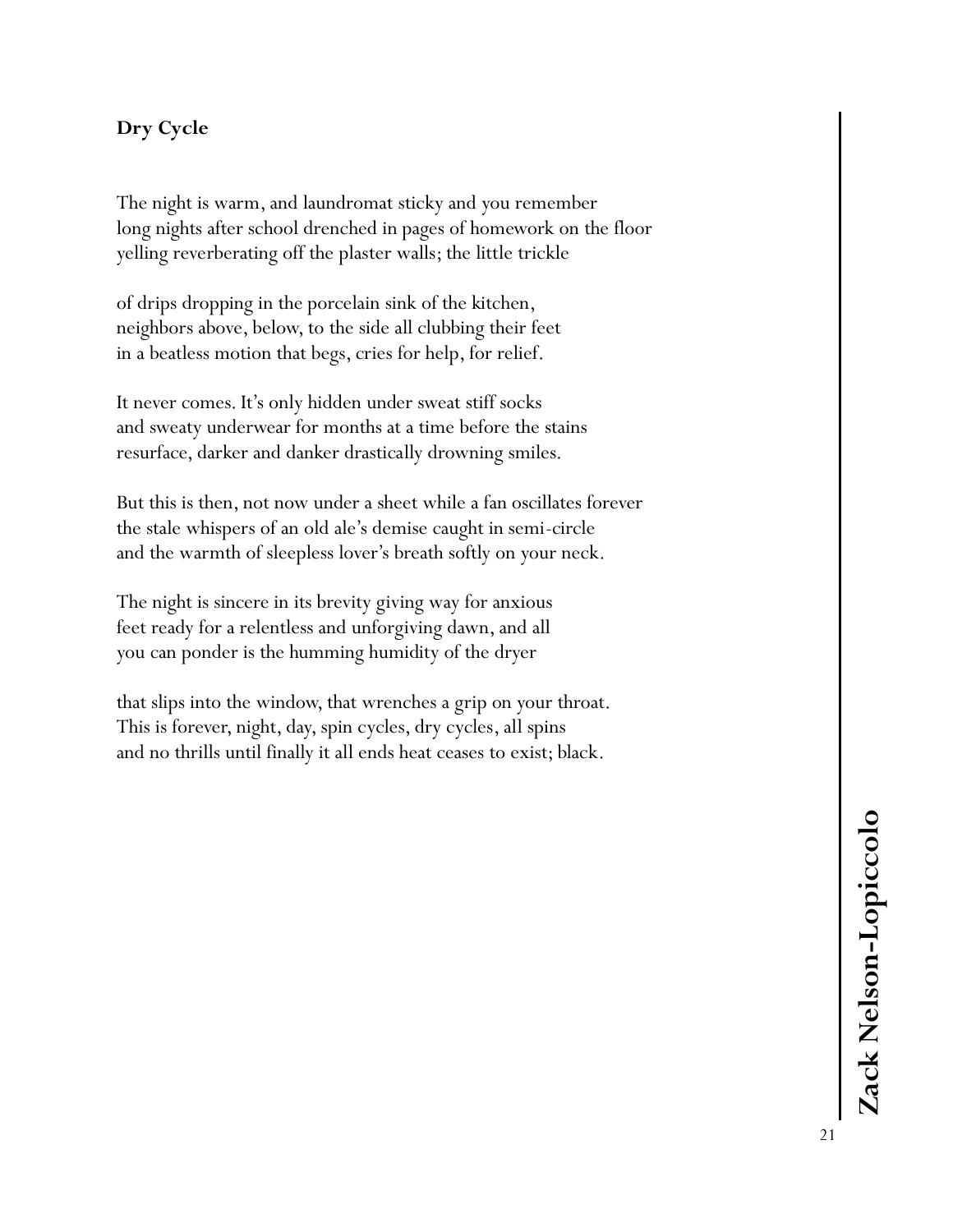### Dry Cycle

The night is warm, and laundromat sticky and you remember
long nights after school drenched in pages of homework on the floor
yelling reverberating off the plaster walls; the little trickle

of drips dropping in the porcelain sink of the kitchen,
neighbors above, below, to the side all clubbing their feet
in a beatless motion that begs, cries for help, for relief.

It never comes. It's only hidden under sweat stiff socks
and sweaty underwear for months at a time before the stains
resurface, darker and danker drastically drowning smiles.

But this is then, not now under a sheet while a fan oscillates forever
the stale whispers of an old ale's demise caught in semi-circle
and the warmth of sleepless lover's breath softly on your neck.

The night is sincere in its brevity giving way for anxious
feet ready for a relentless and unforgiving dawn, and all
you can ponder is the humming humidity of the dryer

that slips into the window, that wrenches a grip on your throat.
This is forever, night, day, spin cycles, dry cycles, all spins
and no thrills until finally it all ends heat ceases to exist; black.

**Zack Nelson-Lopiccolo**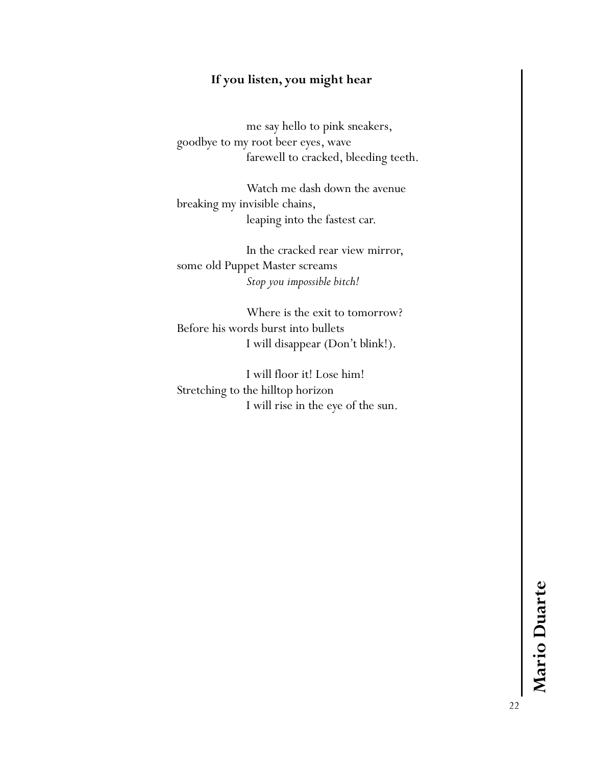### If you listen, you might hear

me say hello to pink sneakers,
goodbye to my root beer eyes, wave
farewell to cracked, bleeding teeth.

Watch me dash down the avenue
breaking my invisible chains,
leaping into the fastest car.

In the cracked rear view mirror,
some old Puppet Master screams
*Stop you impossible bitch!*

Where is the exit to tomorrow?
Before his words burst into bullets
I will disappear (Don't blink!).

I will floor it! Lose him!
Stretching to the hilltop horizon
I will rise in the eye of the sun.

**Mario Duarte**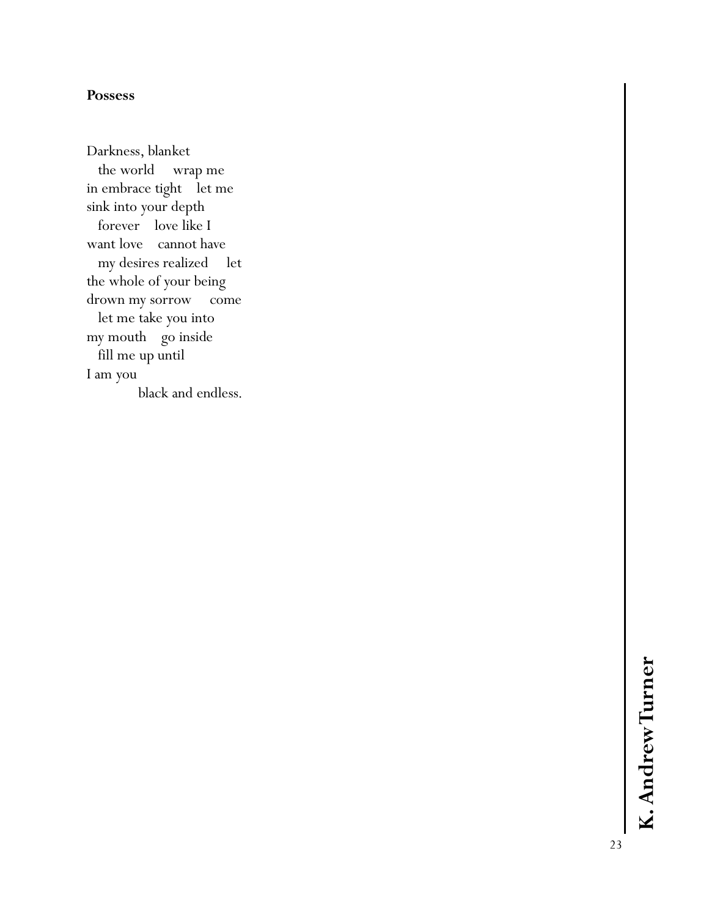**Possess**

Darkness, blanket  
&nbsp;&nbsp;&nbsp;the world&nbsp;&nbsp;&nbsp;&nbsp;&nbsp;wrap me  
in embrace tight&nbsp;&nbsp;&nbsp;&nbsp;let me  
sink into your depth  
&nbsp;&nbsp;&nbsp;forever&nbsp;&nbsp;&nbsp;&nbsp;love like I  
want love&nbsp;&nbsp;&nbsp;&nbsp;cannot have  
&nbsp;&nbsp;&nbsp;my desires realized&nbsp;&nbsp;&nbsp;&nbsp;&nbsp;let  
the whole of your being  
drown my sorrow&nbsp;&nbsp;&nbsp;&nbsp;&nbsp;come  
&nbsp;&nbsp;&nbsp;let me take you into  
my mouth&nbsp;&nbsp;&nbsp;&nbsp;go inside  
&nbsp;&nbsp;&nbsp;fill me up until  
I am you  
&nbsp;&nbsp;&nbsp;&nbsp;&nbsp;&nbsp;&nbsp;&nbsp;&nbsp;&nbsp;&nbsp;&nbsp;&nbsp;&nbsp;black and endless.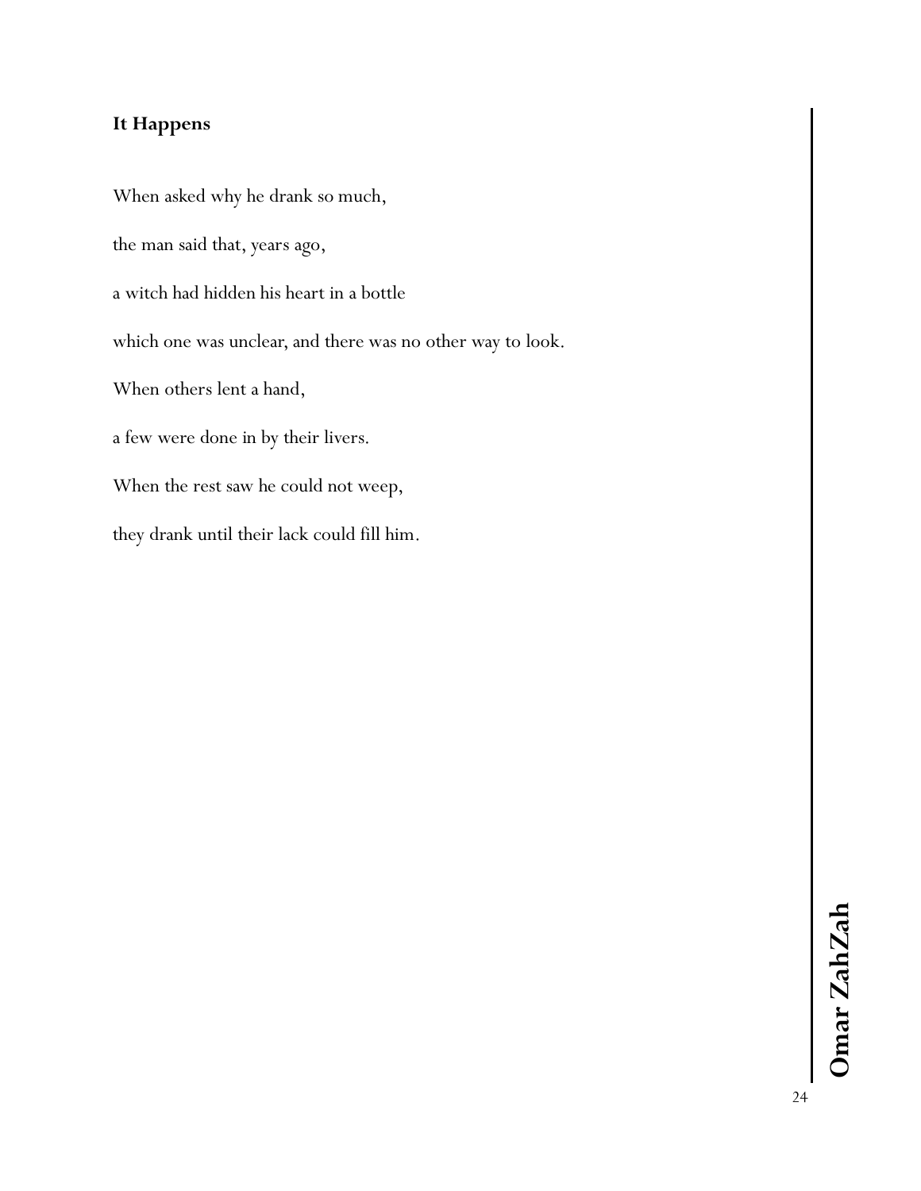**It Happens**

When asked why he drank so much,

the man said that, years ago,

a witch had hidden his heart in a bottle

which one was unclear, and there was no other way to look.

When others lent a hand,

a few were done in by their livers.

When the rest saw he could not weep,

they drank until their lack could fill him.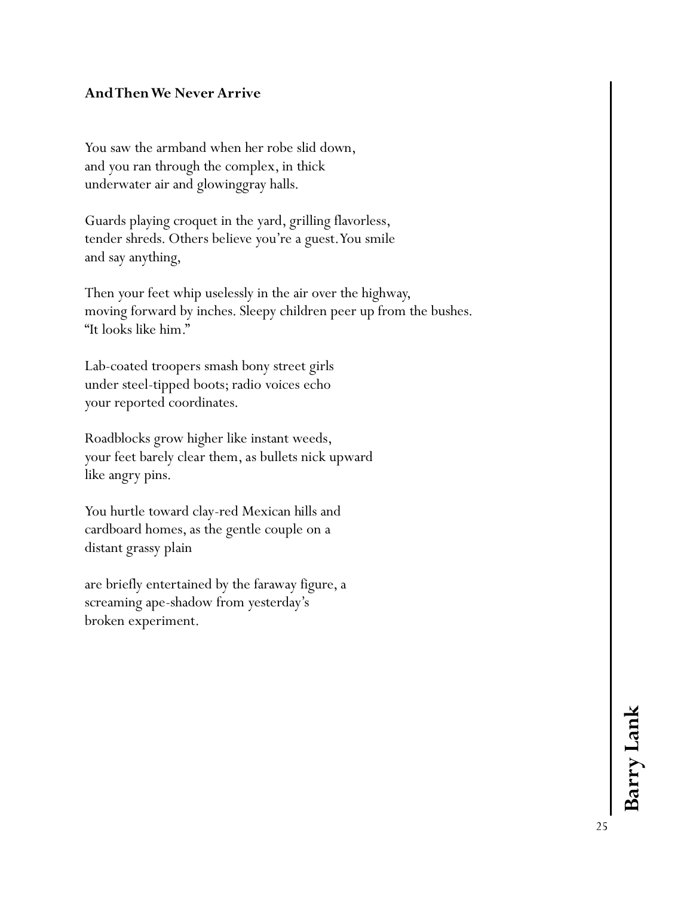**And Then We Never Arrive**

You saw the armband when her robe slid down,
and you ran through the complex, in thick
underwater air and glowinggray halls.

Guards playing croquet in the yard, grilling flavorless,
tender shreds. Others believe you're a guest. You smile
and say anything,

Then your feet whip uselessly in the air over the highway,
moving forward by inches. Sleepy children peer up from the bushes.
"It looks like him."

Lab-coated troopers smash bony street girls
under steel-tipped boots; radio voices echo
your reported coordinates.

Roadblocks grow higher like instant weeds,
your feet barely clear them, as bullets nick upward
like angry pins.

You hurtle toward clay-red Mexican hills and
cardboard homes, as the gentle couple on a
distant grassy plain

are briefly entertained by the faraway figure, a
screaming ape-shadow from yesterday's
broken experiment.

**Barry Lank**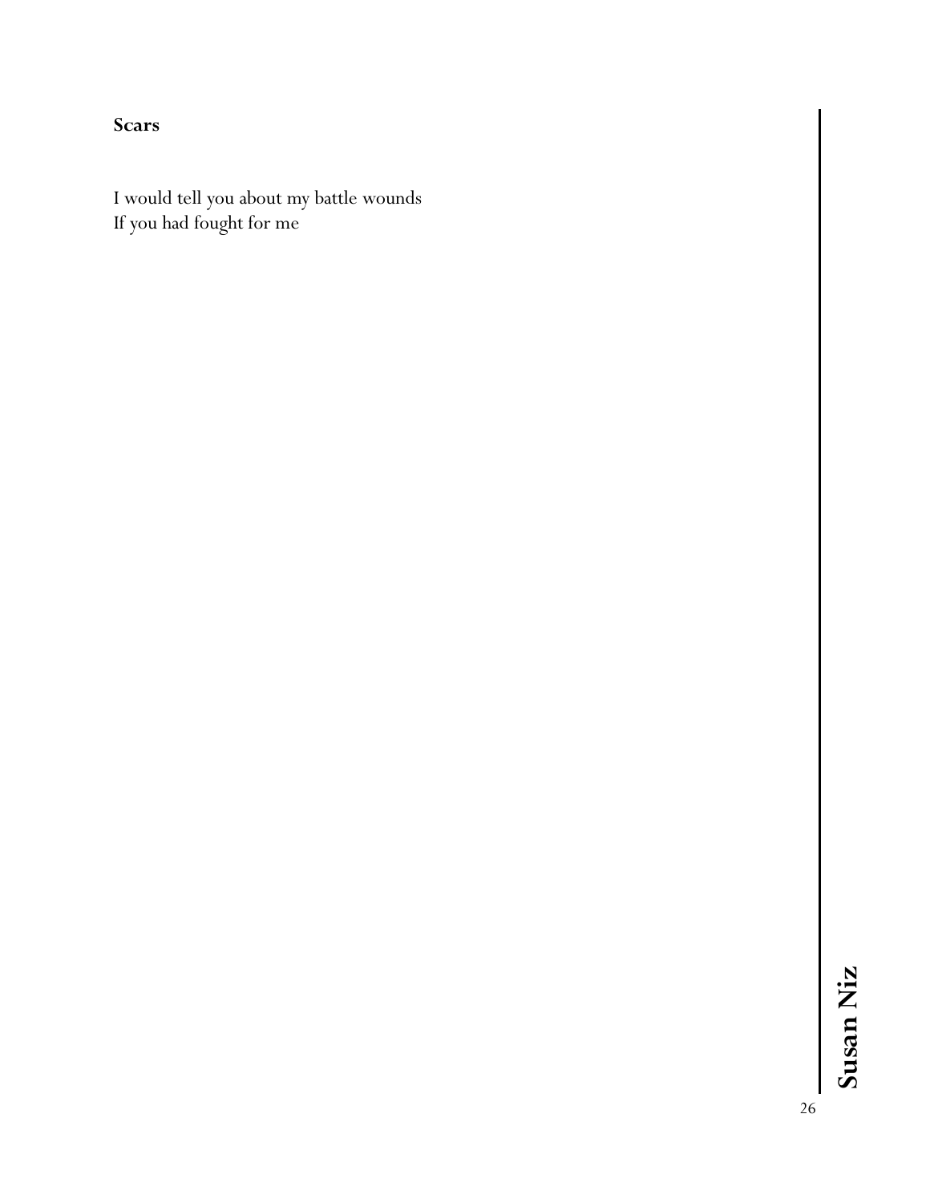**Scars**

I would tell you about my battle wounds
If you had fought for me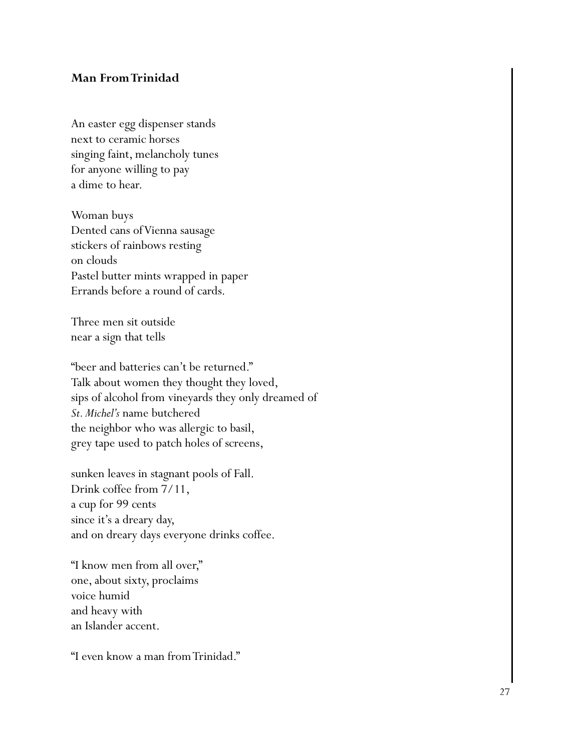**Man From Trinidad**

An easter egg dispenser stands  
next to ceramic horses  
singing faint, melancholy tunes  
for anyone willing to pay  
a dime to hear.

Woman buys  
Dented cans of Vienna sausage  
stickers of rainbows resting  
on clouds  
Pastel butter mints wrapped in paper  
Errands before a round of cards.

Three men sit outside  
near a sign that tells

"beer and batteries can't be returned."  
Talk about women they thought they loved,  
sips of alcohol from vineyards they only dreamed of  
*St. Michel's* name butchered  
the neighbor who was allergic to basil,  
grey tape used to patch holes of screens,

sunken leaves in stagnant pools of Fall.  
Drink coffee from 7/11,  
a cup for 99 cents  
since it's a dreary day,  
and on dreary days everyone drinks coffee.

"I know men from all over,"  
one, about sixty, proclaims  
voice humid  
and heavy with  
an Islander accent.

"I even know a man from Trinidad."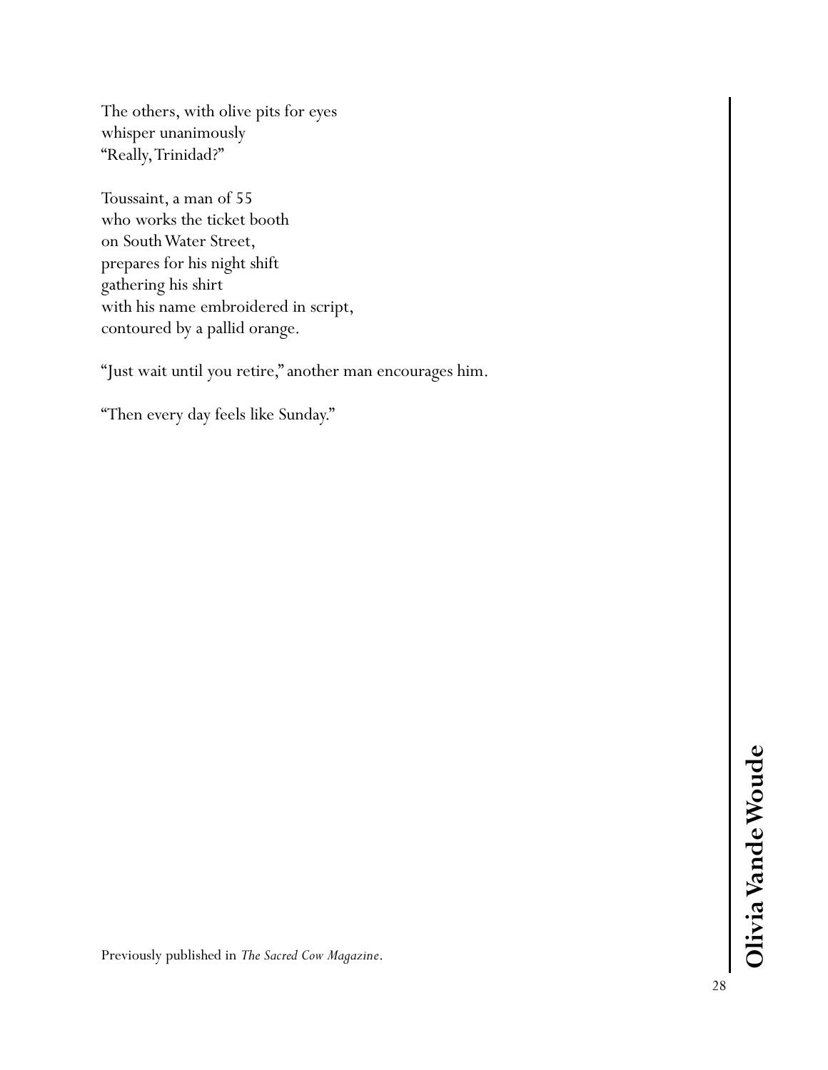The others, with olive pits for eyes  
whisper unanimously  
"Really, Trinidad?"

Toussaint, a man of 55  
who works the ticket booth  
on South Water Street,  
prepares for his night shift  
gathering his shirt  
with his name embroidered in script,  
contoured by a pallid orange.

"Just wait until you retire," another man encourages him.

"Then every day feels like Sunday."

Previously published in *The Sacred Cow Magazine*.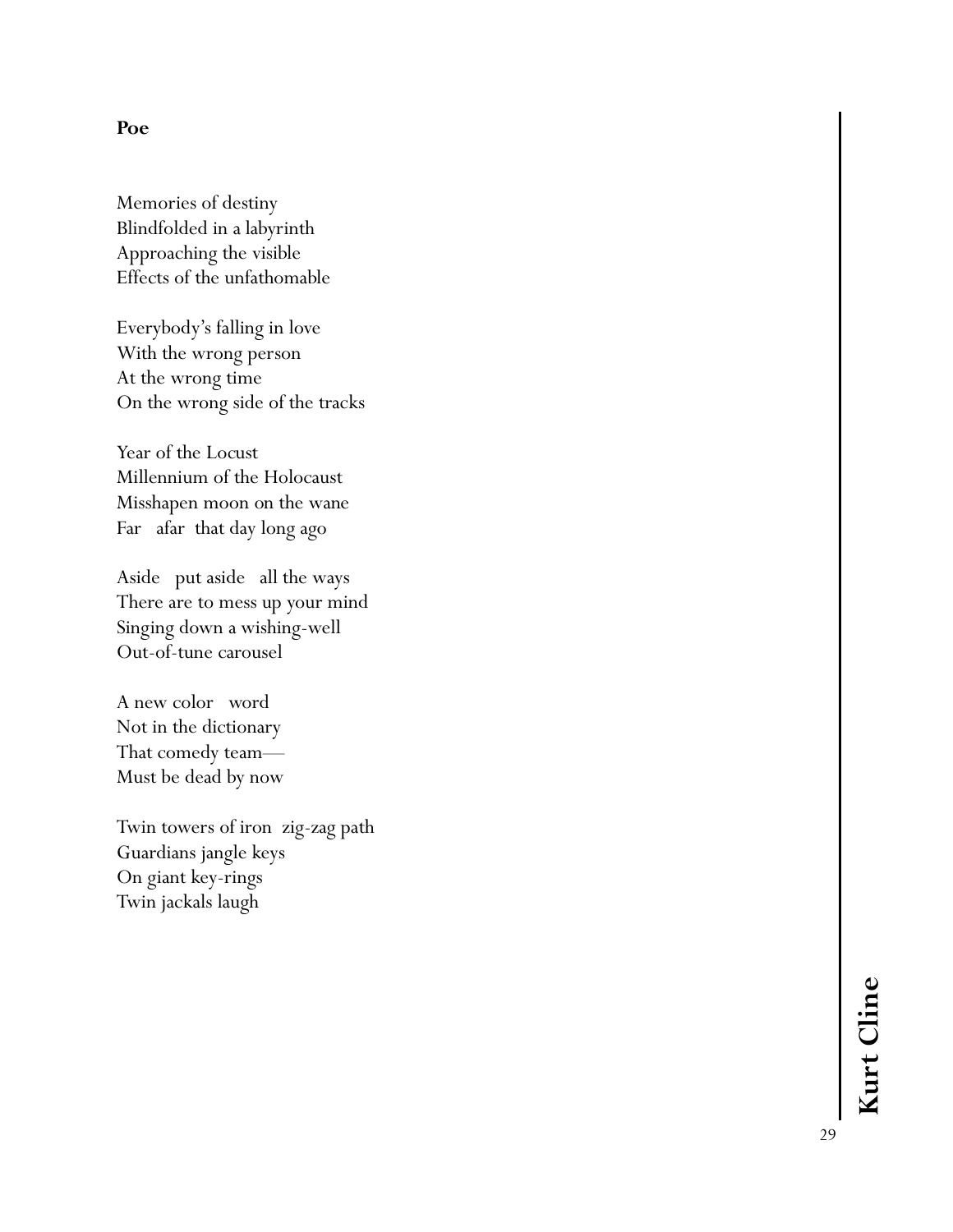**Poe**

Memories of destiny  
Blindfolded in a labyrinth  
Approaching the visible  
Effects of the unfathomable

Everybody's falling in love  
With the wrong person  
At the wrong time  
On the wrong side of the tracks

Year of the Locust  
Millennium of the Holocaust  
Misshapen moon on the wane  
Far   afar  that day long ago

Aside   put aside   all the ways  
There are to mess up your mind  
Singing down a wishing-well  
Out-of-tune carousel

A new color   word  
Not in the dictionary  
That comedy team—  
Must be dead by now

Twin towers of iron  zig-zag path  
Guardians jangle keys  
On giant key-rings  
Twin jackals laugh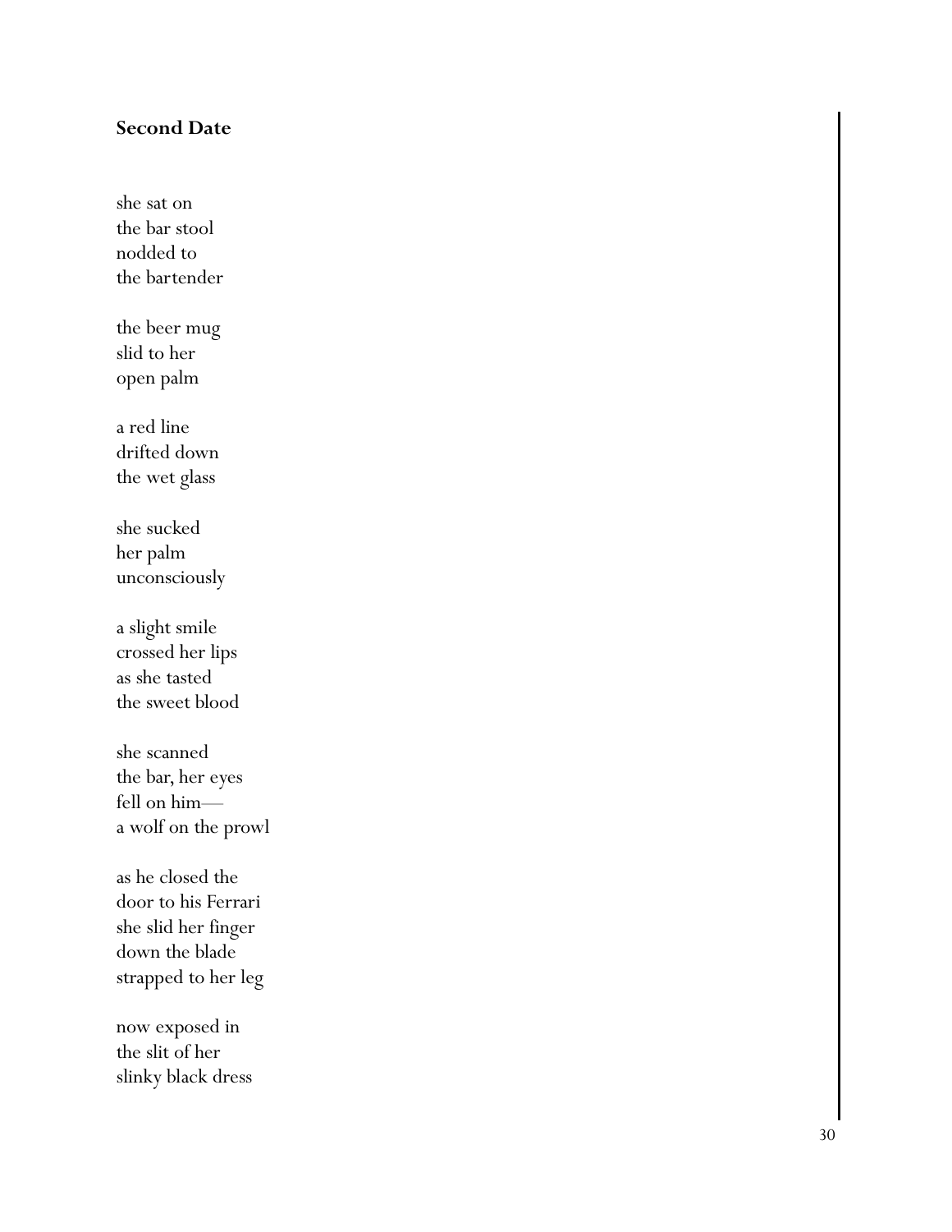## Second Date

she sat on  
the bar stool  
nodded to  
the bartender

the beer mug  
slid to her  
open palm

a red line  
drifted down  
the wet glass

she sucked  
her palm  
unconsciously

a slight smile  
crossed her lips  
as she tasted  
the sweet blood

she scanned  
the bar, her eyes  
fell on him—  
a wolf on the prowl

as he closed the  
door to his Ferrari  
she slid her finger  
down the blade  
strapped to her leg

now exposed in  
the slit of her  
slinky black dress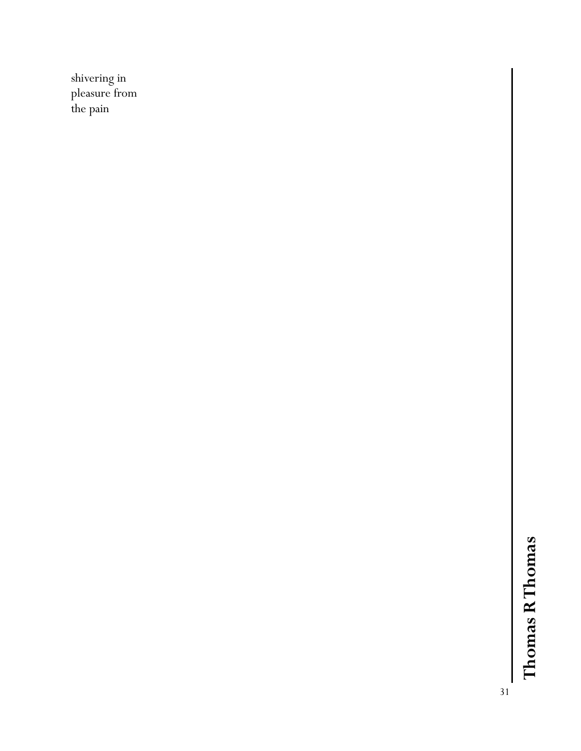shivering in
pleasure from
the pain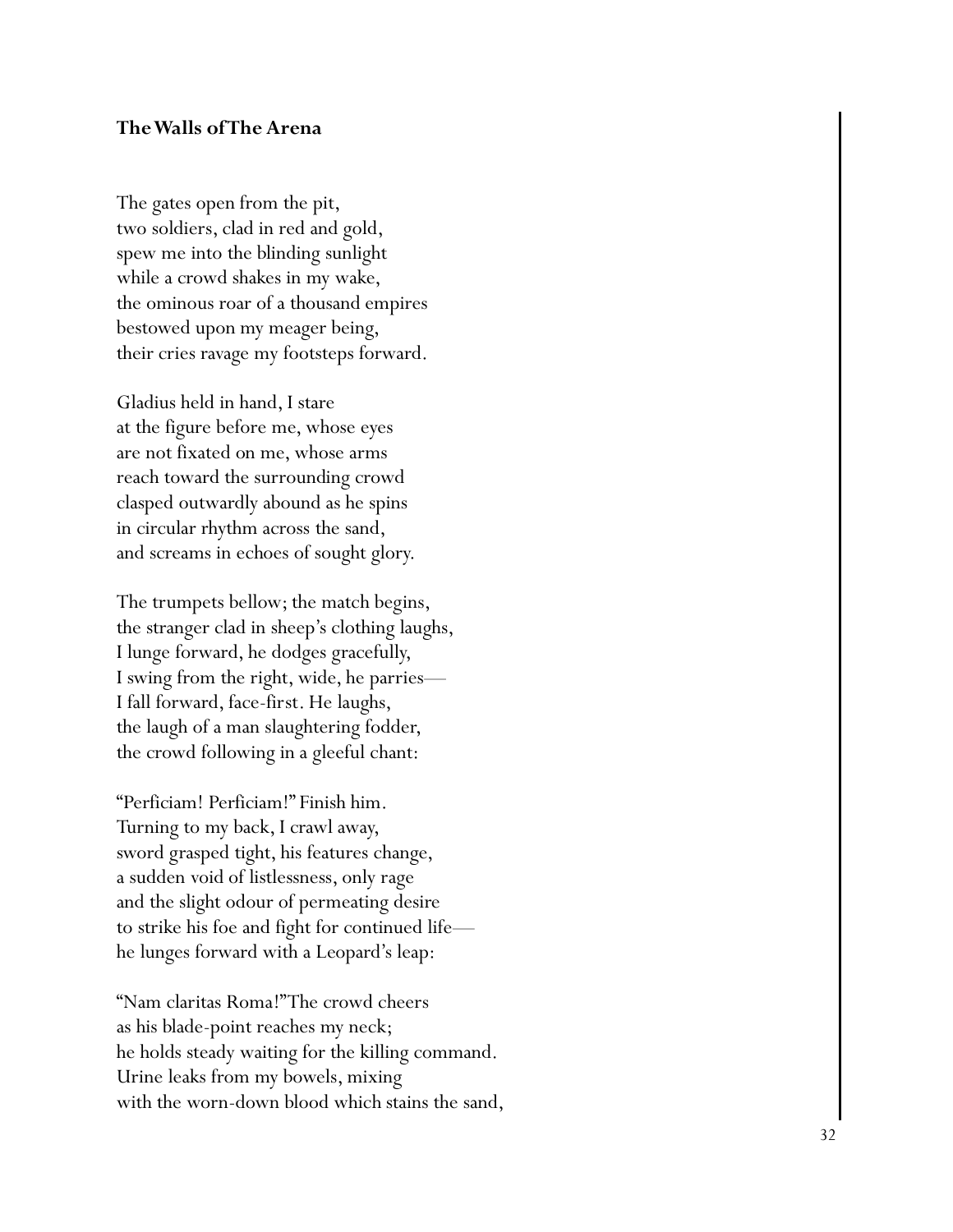### The Walls of The Arena

The gates open from the pit,  
two soldiers, clad in red and gold,  
spew me into the blinding sunlight  
while a crowd shakes in my wake,  
the ominous roar of a thousand empires  
bestowed upon my meager being,  
their cries ravage my footsteps forward.

Gladius held in hand, I stare  
at the figure before me, whose eyes  
are not fixated on me, whose arms  
reach toward the surrounding crowd  
clasped outwardly abound as he spins  
in circular rhythm across the sand,  
and screams in echoes of sought glory.

The trumpets bellow; the match begins,  
the stranger clad in sheep's clothing laughs,  
I lunge forward, he dodges gracefully,  
I swing from the right, wide, he parries—  
I fall forward, face-first. He laughs,  
the laugh of a man slaughtering fodder,  
the crowd following in a gleeful chant:

"Perficiam! Perficiam!" Finish him.  
Turning to my back, I crawl away,  
sword grasped tight, his features change,  
a sudden void of listlessness, only rage  
and the slight odour of permeating desire  
to strike his foe and fight for continued life—  
he lunges forward with a Leopard's leap:

"Nam claritas Roma!" The crowd cheers  
as his blade-point reaches my neck;  
he holds steady waiting for the killing command.  
Urine leaks from my bowels, mixing  
with the worn-down blood which stains the sand,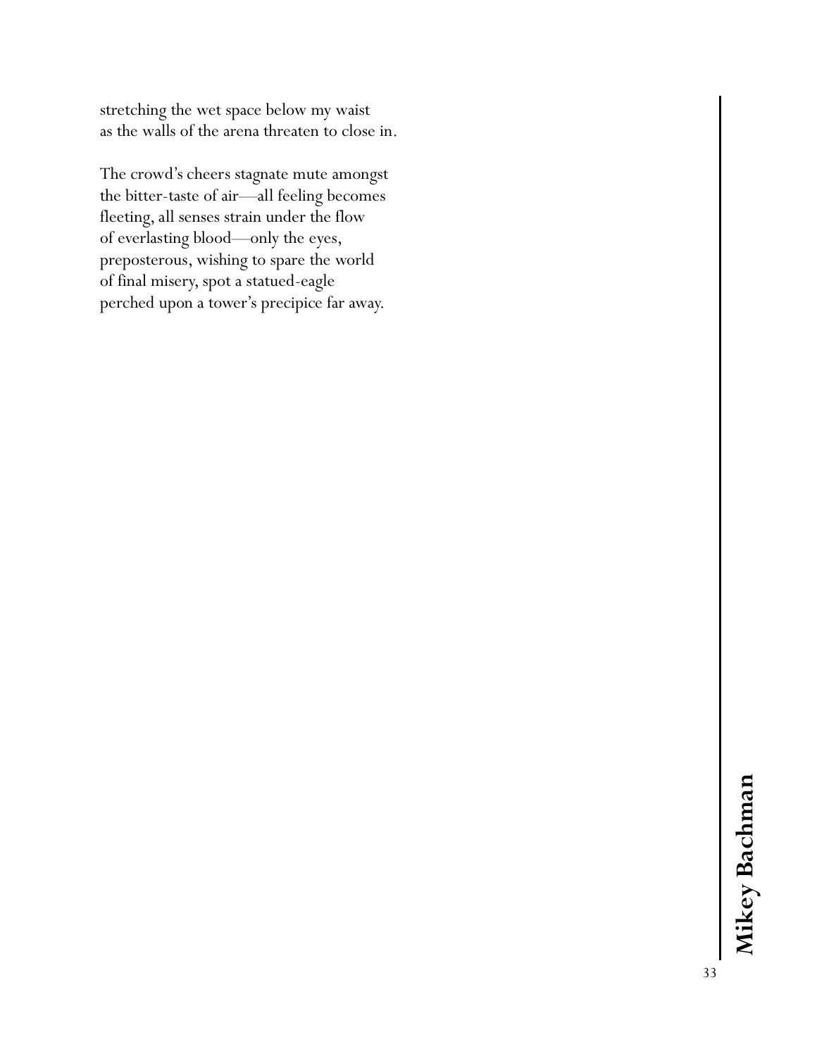stretching the wet space below my waist
as the walls of the arena threaten to close in.

The crowd's cheers stagnate mute amongst
the bitter-taste of air—all feeling becomes
fleeting, all senses strain under the flow
of everlasting blood—only the eyes,
preposterous, wishing to spare the world
of final misery, spot a statued-eagle
perched upon a tower's precipice far away.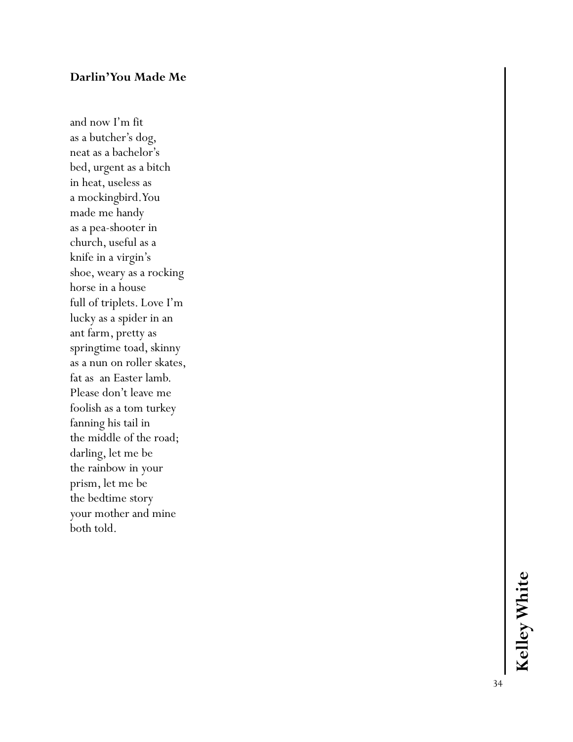**Darlin'You Made Me**

and now I'm fit  
as a butcher's dog,  
neat as a bachelor's  
bed, urgent as a bitch  
in heat, useless as  
a mockingbird. You  
made me handy  
as a pea-shooter in  
church, useful as a  
knife in a virgin's  
shoe, weary as a rocking  
horse in a house  
full of triplets. Love I'm  
lucky as a spider in an  
ant farm, pretty as  
springtime toad, skinny  
as a nun on roller skates,  
fat as an Easter lamb.  
Please don't leave me  
foolish as a tom turkey  
fanning his tail in  
the middle of the road;  
darling, let me be  
the rainbow in your  
prism, let me be  
the bedtime story  
your mother and mine  
both told.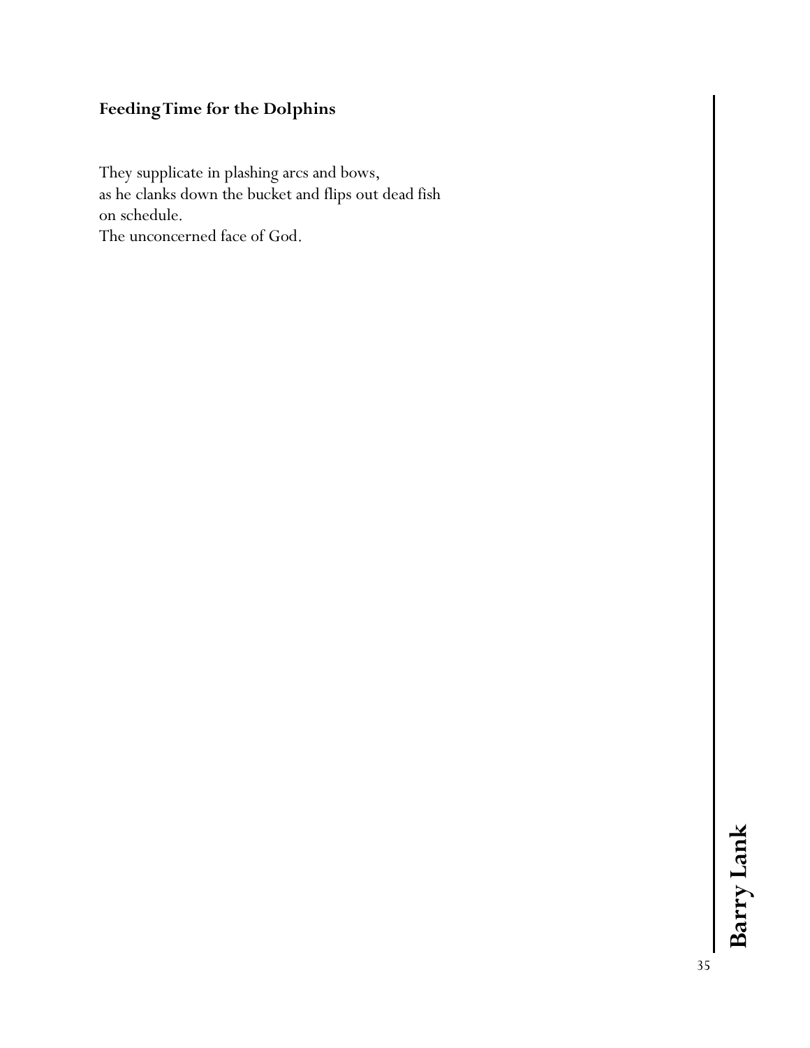### Feeding Time for the Dolphins

They supplicate in plashing arcs and bows,  
as he clanks down the bucket and flips out dead fish  
on schedule.  
The unconcerned face of God.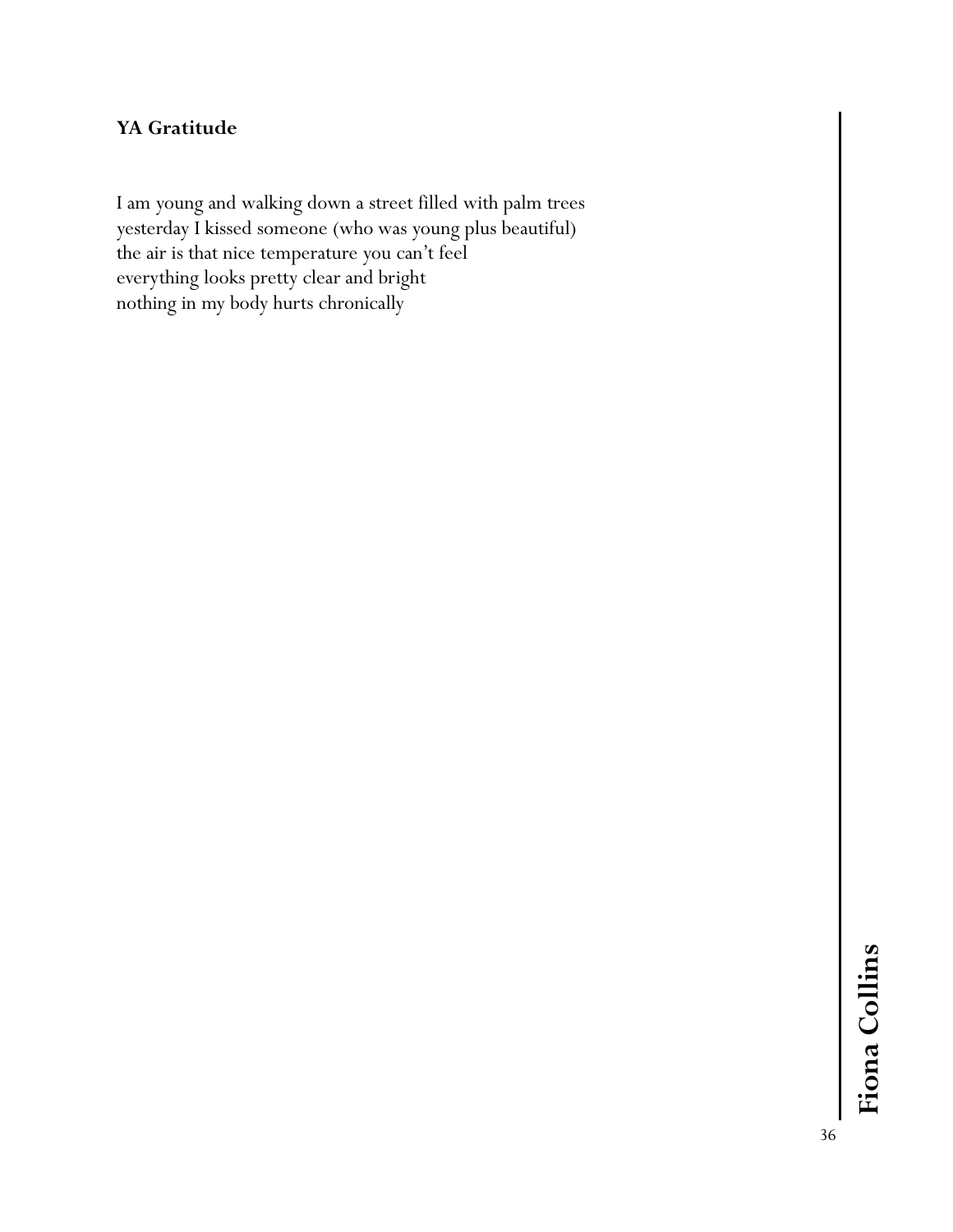**YA Gratitude**

I am young and walking down a street filled with palm trees
yesterday I kissed someone (who was young plus beautiful)
the air is that nice temperature you can't feel
everything looks pretty clear and bright
nothing in my body hurts chronically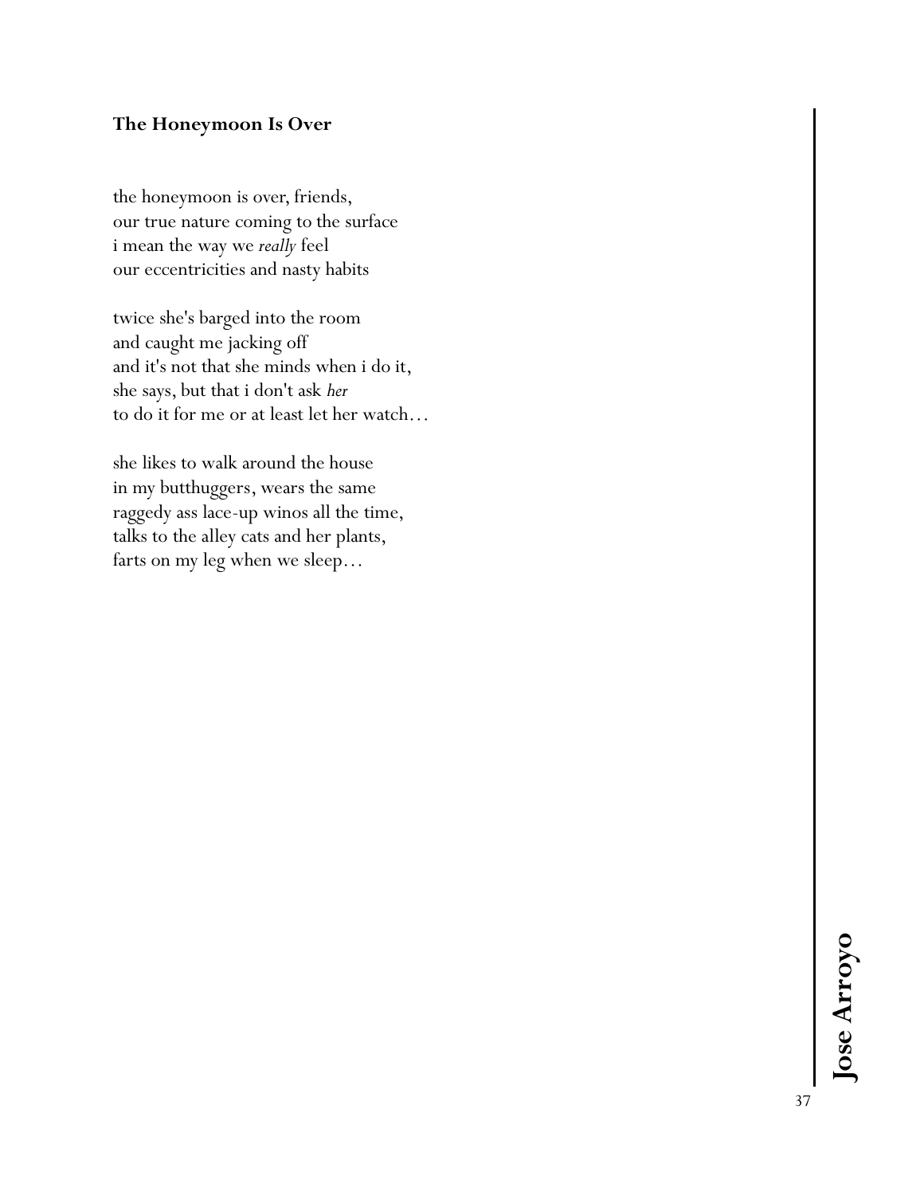### The Honeymoon Is Over

the honeymoon is over, friends,
our true nature coming to the surface
i mean the way we *really* feel
our eccentricities and nasty habits

twice she's barged into the room
and caught me jacking off
and it's not that she minds when i do it,
she says, but that i don't ask *her*
to do it for me or at least let her watch…

she likes to walk around the house
in my butthuggers, wears the same
raggedy ass lace-up winos all the time,
talks to the alley cats and her plants,
farts on my leg when we sleep…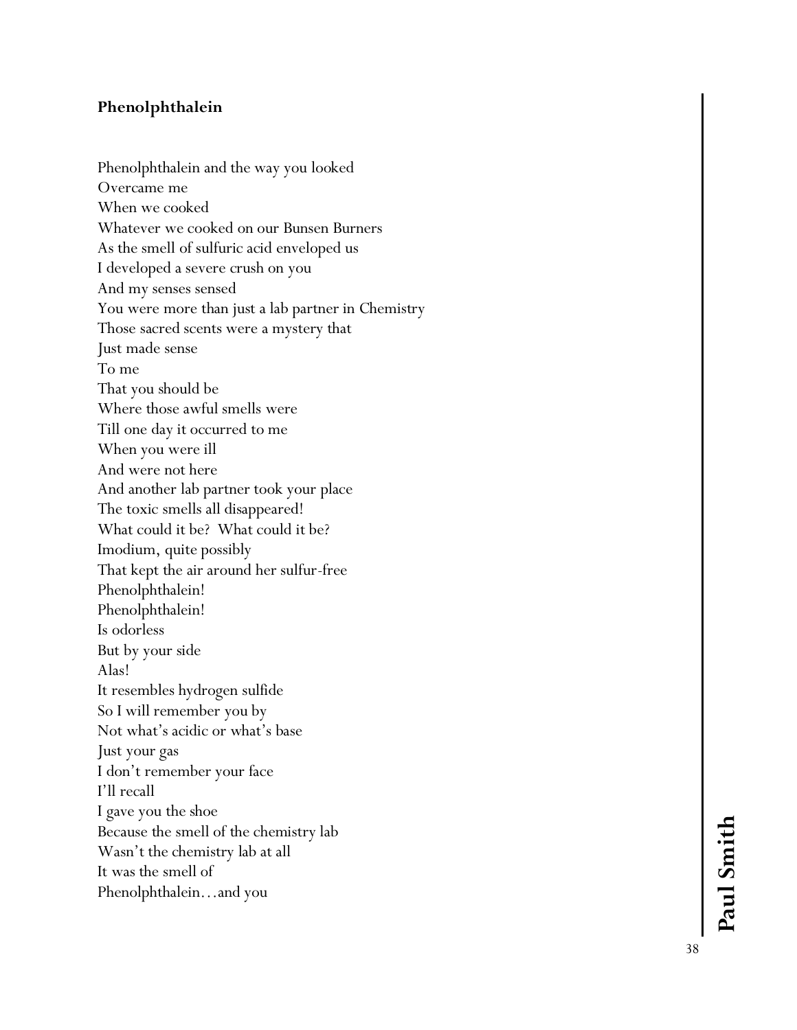**Phenolphthalein**

Phenolphthalein and the way you looked  
Overcame me  
When we cooked  
Whatever we cooked on our Bunsen Burners  
As the smell of sulfuric acid enveloped us  
I developed a severe crush on you  
And my senses sensed  
You were more than just a lab partner in Chemistry  
Those sacred scents were a mystery that  
Just made sense  
To me  
That you should be  
Where those awful smells were  
Till one day it occurred to me  
When you were ill  
And were not here  
And another lab partner took your place  
The toxic smells all disappeared!  
What could it be? What could it be?  
Imodium, quite possibly  
That kept the air around her sulfur-free  
Phenolphthalein!  
Phenolphthalein!  
Is odorless  
But by your side  
Alas!  
It resembles hydrogen sulfide  
So I will remember you by  
Not what's acidic or what's base  
Just your gas  
I don't remember your face  
I'll recall  
I gave you the shoe  
Because the smell of the chemistry lab  
Wasn't the chemistry lab at all  
It was the smell of  
Phenolphthalein…and you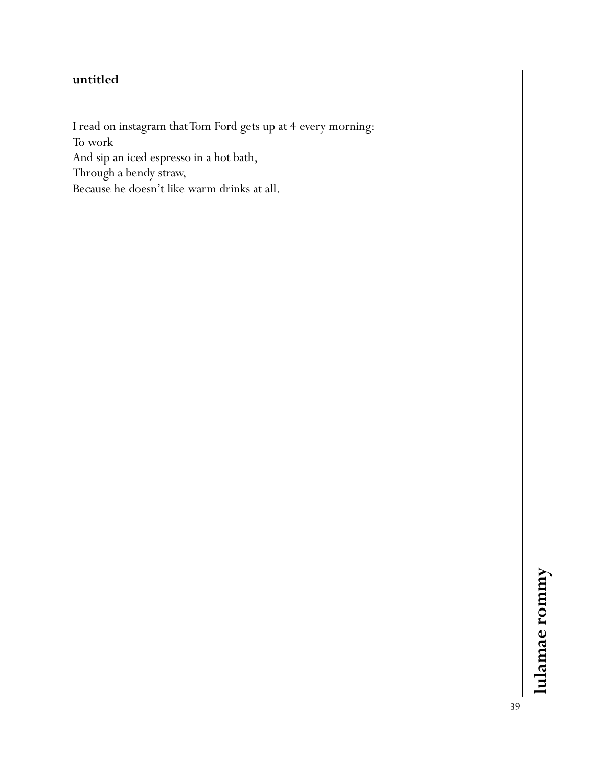**untitled**

I read on instagram that Tom Ford gets up at 4 every morning:  
To work  
And sip an iced espresso in a hot bath,  
Through a bendy straw,  
Because he doesn't like warm drinks at all.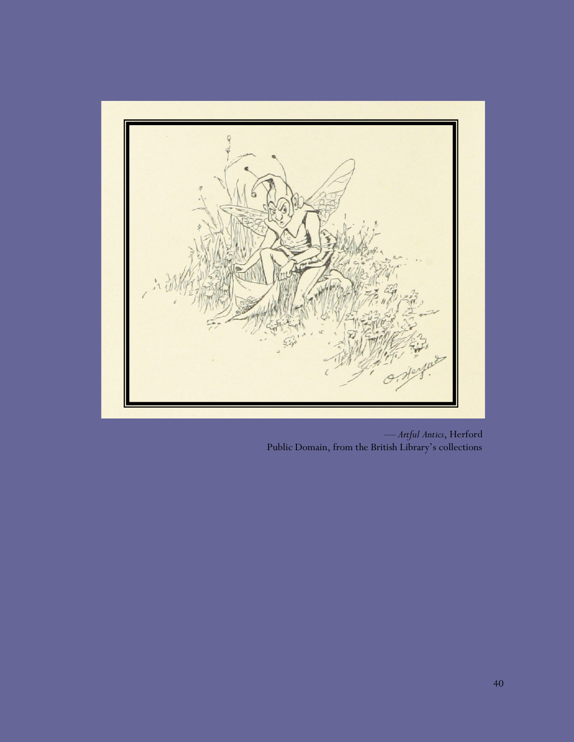— *Artful Antics*, Herford
Public Domain, from the British Library's collections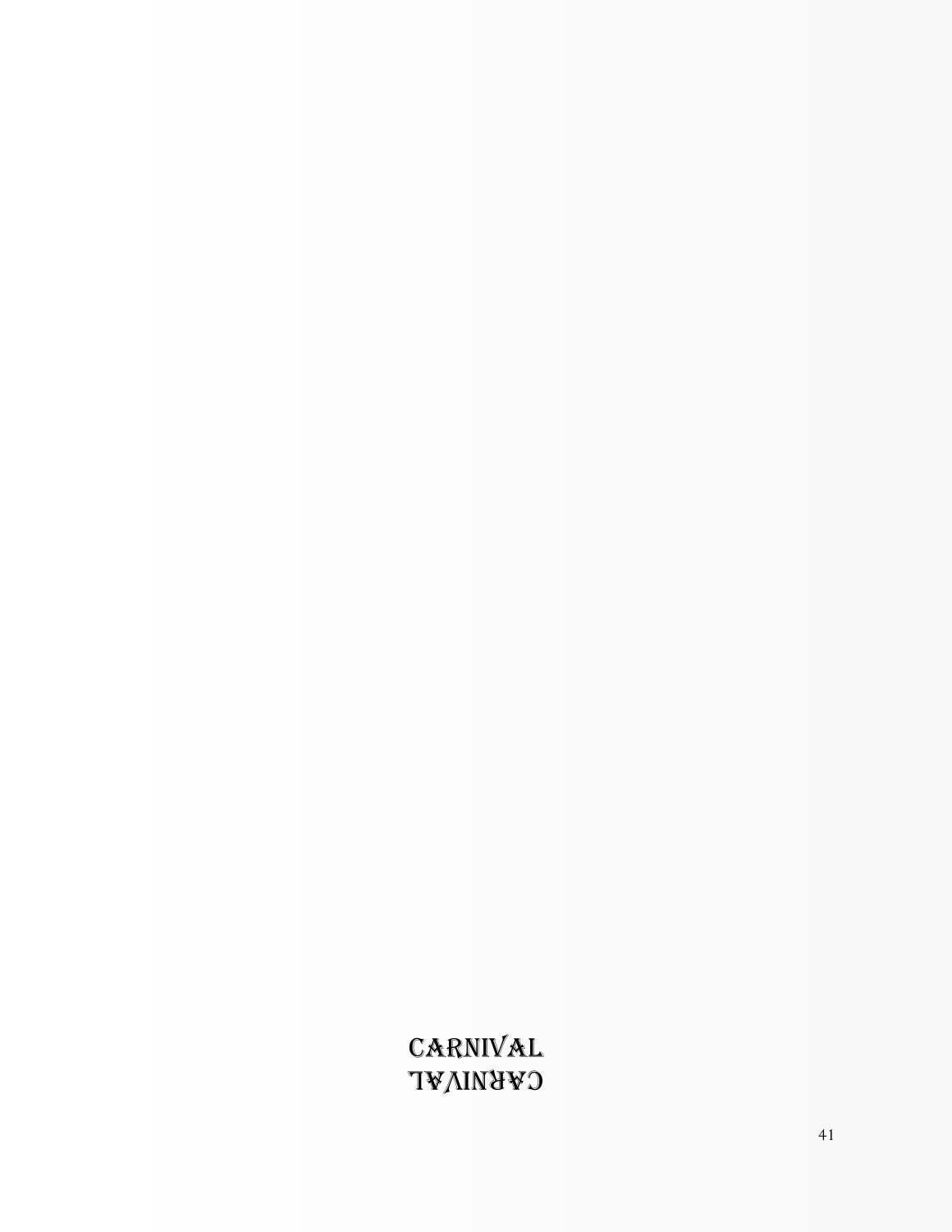CARNIVAL

CARNIVAL